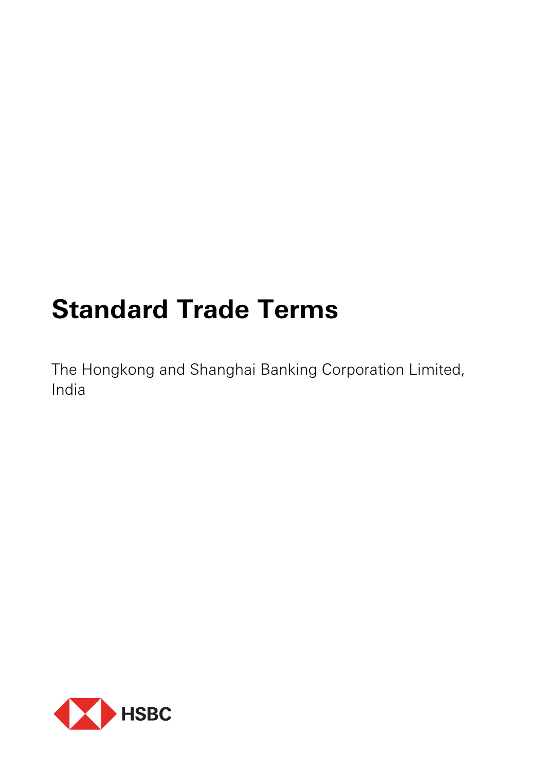# Standard Trade Terms

The Hongkong and Shanghai Banking Corporation Limited, India

HSBC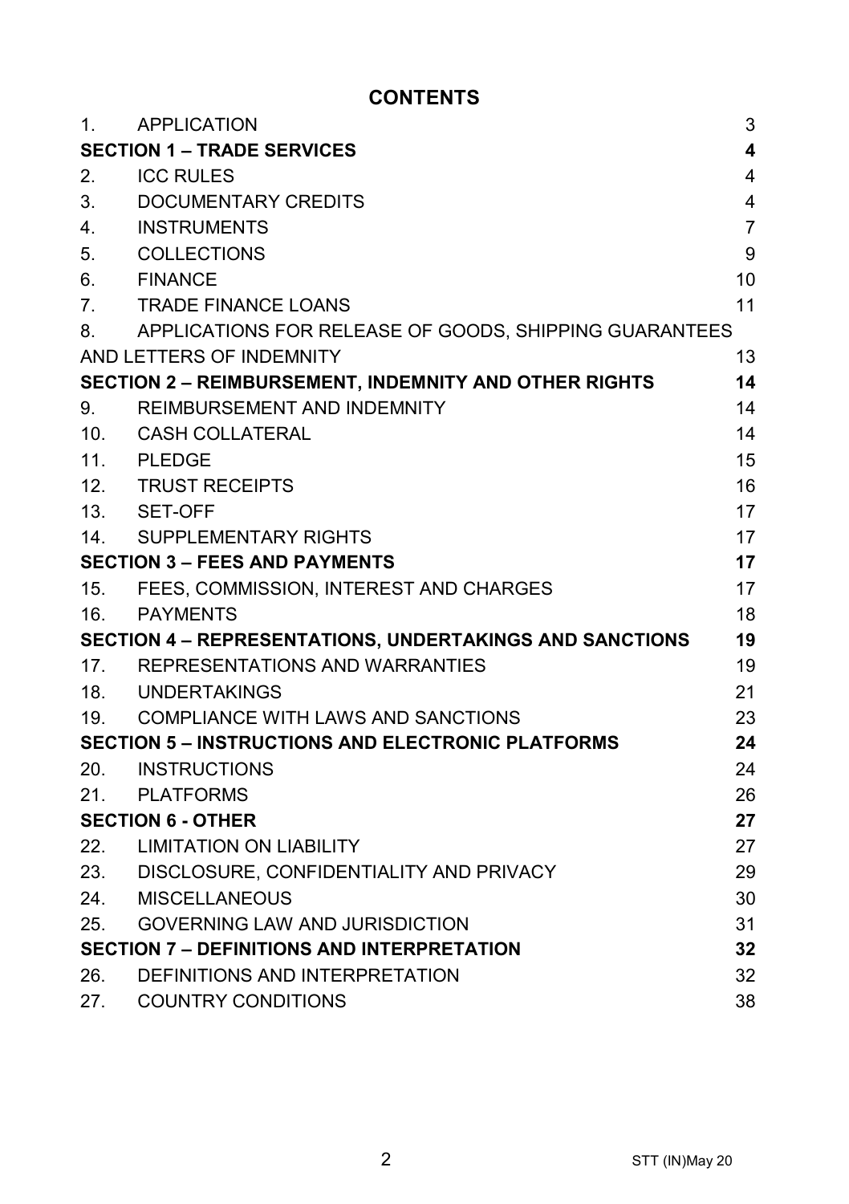# CONTENTS

| | | |
|---|---|---|
| 1. | APPLICATION | 3 |
| **SECTION 1 – TRADE SERVICES** | | **4** |
| 2. | ICC RULES | 4 |
| 3. | DOCUMENTARY CREDITS | 4 |
| 4. | INSTRUMENTS | 7 |
| 5. | COLLECTIONS | 9 |
| 6. | FINANCE | 10 |
| 7. | TRADE FINANCE LOANS | 11 |
| 8. | APPLICATIONS FOR RELEASE OF GOODS, SHIPPING GUARANTEES AND LETTERS OF INDEMNITY | 13 |
| **SECTION 2 – REIMBURSEMENT, INDEMNITY AND OTHER RIGHTS** | | **14** |
| 9. | REIMBURSEMENT AND INDEMNITY | 14 |
| 10. | CASH COLLATERAL | 14 |
| 11. | PLEDGE | 15 |
| 12. | TRUST RECEIPTS | 16 |
| 13. | SET-OFF | 17 |
| 14. | SUPPLEMENTARY RIGHTS | 17 |
| **SECTION 3 – FEES AND PAYMENTS** | | **17** |
| 15. | FEES, COMMISSION, INTEREST AND CHARGES | 17 |
| 16. | PAYMENTS | 18 |
| **SECTION 4 – REPRESENTATIONS, UNDERTAKINGS AND SANCTIONS** | | **19** |
| 17. | REPRESENTATIONS AND WARRANTIES | 19 |
| 18. | UNDERTAKINGS | 21 |
| 19. | COMPLIANCE WITH LAWS AND SANCTIONS | 23 |
| **SECTION 5 – INSTRUCTIONS AND ELECTRONIC PLATFORMS** | | **24** |
| 20. | INSTRUCTIONS | 24 |
| 21. | PLATFORMS | 26 |
| **SECTION 6 - OTHER** | | **27** |
| 22. | LIMITATION ON LIABILITY | 27 |
| 23. | DISCLOSURE, CONFIDENTIALITY AND PRIVACY | 29 |
| 24. | MISCELLANEOUS | 30 |
| 25. | GOVERNING LAW AND JURISDICTION | 31 |
| **SECTION 7 – DEFINITIONS AND INTERPRETATION** | | **32** |
| 26. | DEFINITIONS AND INTERPRETATION | 32 |
| 27. | COUNTRY CONDITIONS | 38 |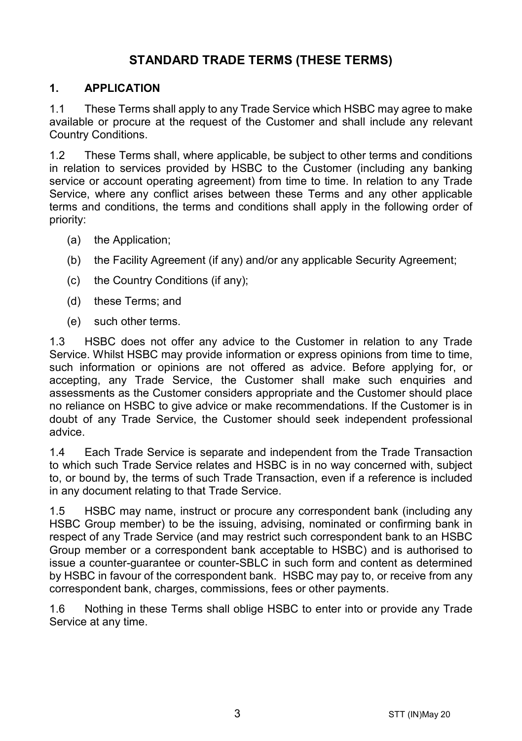# STANDARD TRADE TERMS (THESE TERMS)

## 1. APPLICATION

1.1 These Terms shall apply to any Trade Service which HSBC may agree to make available or procure at the request of the Customer and shall include any relevant Country Conditions.

1.2 These Terms shall, where applicable, be subject to other terms and conditions in relation to services provided by HSBC to the Customer (including any banking service or account operating agreement) from time to time. In relation to any Trade Service, where any conflict arises between these Terms and any other applicable terms and conditions, the terms and conditions shall apply in the following order of priority:

(a) the Application;

(b) the Facility Agreement (if any) and/or any applicable Security Agreement;

(c) the Country Conditions (if any);

(d) these Terms; and

(e) such other terms.

1.3 HSBC does not offer any advice to the Customer in relation to any Trade Service. Whilst HSBC may provide information or express opinions from time to time, such information or opinions are not offered as advice. Before applying for, or accepting, any Trade Service, the Customer shall make such enquiries and assessments as the Customer considers appropriate and the Customer should place no reliance on HSBC to give advice or make recommendations. If the Customer is in doubt of any Trade Service, the Customer should seek independent professional advice.

1.4 Each Trade Service is separate and independent from the Trade Transaction to which such Trade Service relates and HSBC is in no way concerned with, subject to, or bound by, the terms of such Trade Transaction, even if a reference is included in any document relating to that Trade Service.

1.5 HSBC may name, instruct or procure any correspondent bank (including any HSBC Group member) to be the issuing, advising, nominated or confirming bank in respect of any Trade Service (and may restrict such correspondent bank to an HSBC Group member or a correspondent bank acceptable to HSBC) and is authorised to issue a counter-guarantee or counter-SBLC in such form and content as determined by HSBC in favour of the correspondent bank. HSBC may pay to, or receive from any correspondent bank, charges, commissions, fees or other payments.

1.6 Nothing in these Terms shall oblige HSBC to enter into or provide any Trade Service at any time.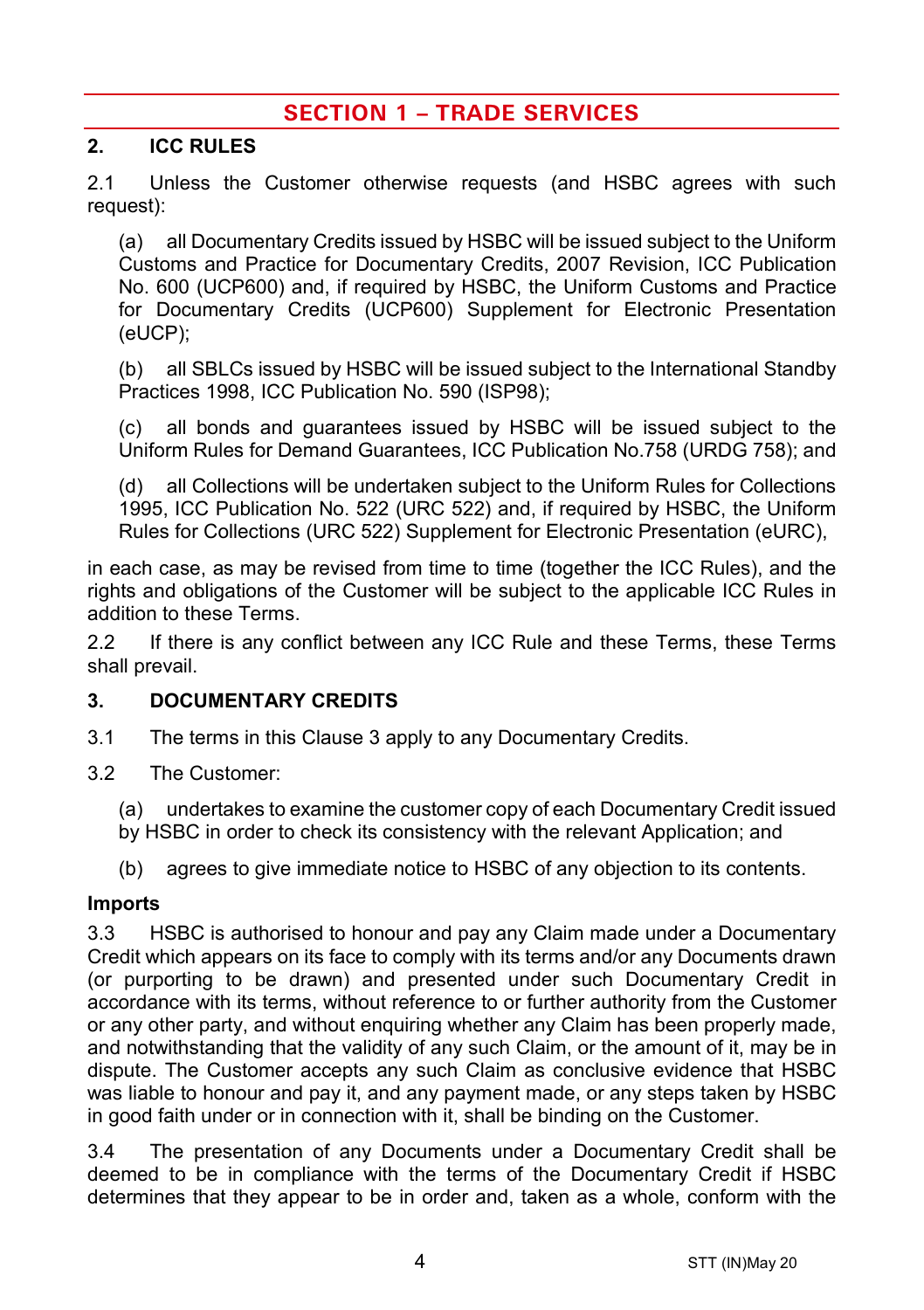# SECTION 1 – TRADE SERVICES

## 2. ICC RULES

2.1 Unless the Customer otherwise requests (and HSBC agrees with such request):

(a) all Documentary Credits issued by HSBC will be issued subject to the Uniform Customs and Practice for Documentary Credits, 2007 Revision, ICC Publication No. 600 (UCP600) and, if required by HSBC, the Uniform Customs and Practice for Documentary Credits (UCP600) Supplement for Electronic Presentation (eUCP);

(b) all SBLCs issued by HSBC will be issued subject to the International Standby Practices 1998, ICC Publication No. 590 (ISP98);

(c) all bonds and guarantees issued by HSBC will be issued subject to the Uniform Rules for Demand Guarantees, ICC Publication No.758 (URDG 758); and

(d) all Collections will be undertaken subject to the Uniform Rules for Collections 1995, ICC Publication No. 522 (URC 522) and, if required by HSBC, the Uniform Rules for Collections (URC 522) Supplement for Electronic Presentation (eURC),

in each case, as may be revised from time to time (together the ICC Rules), and the rights and obligations of the Customer will be subject to the applicable ICC Rules in addition to these Terms.

2.2 If there is any conflict between any ICC Rule and these Terms, these Terms shall prevail.

## 3. DOCUMENTARY CREDITS

3.1 The terms in this Clause 3 apply to any Documentary Credits.

3.2 The Customer:

(a) undertakes to examine the customer copy of each Documentary Credit issued by HSBC in order to check its consistency with the relevant Application; and

(b) agrees to give immediate notice to HSBC of any objection to its contents.

**Imports**

3.3 HSBC is authorised to honour and pay any Claim made under a Documentary Credit which appears on its face to comply with its terms and/or any Documents drawn (or purporting to be drawn) and presented under such Documentary Credit in accordance with its terms, without reference to or further authority from the Customer or any other party, and without enquiring whether any Claim has been properly made, and notwithstanding that the validity of any such Claim, or the amount of it, may be in dispute. The Customer accepts any such Claim as conclusive evidence that HSBC was liable to honour and pay it, and any payment made, or any steps taken by HSBC in good faith under or in connection with it, shall be binding on the Customer.

3.4 The presentation of any Documents under a Documentary Credit shall be deemed to be in compliance with the terms of the Documentary Credit if HSBC determines that they appear to be in order and, taken as a whole, conform with the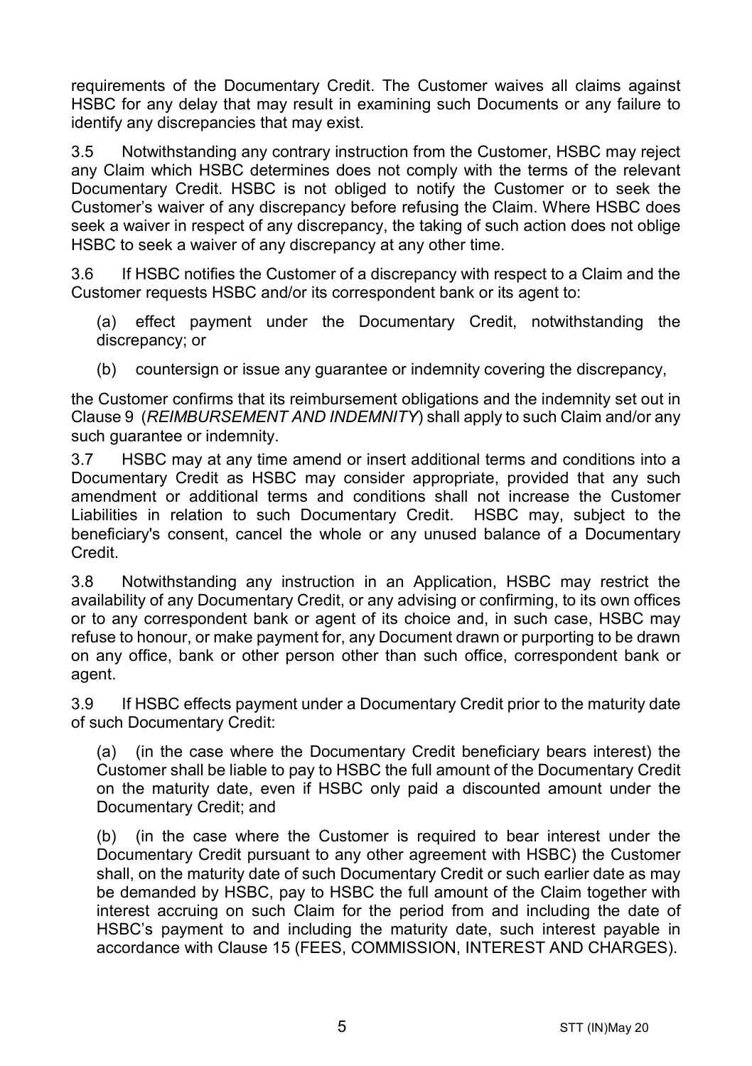requirements of the Documentary Credit. The Customer waives all claims against HSBC for any delay that may result in examining such Documents or any failure to identify any discrepancies that may exist.

3.5 Notwithstanding any contrary instruction from the Customer, HSBC may reject any Claim which HSBC determines does not comply with the terms of the relevant Documentary Credit. HSBC is not obliged to notify the Customer or to seek the Customer's waiver of any discrepancy before refusing the Claim. Where HSBC does seek a waiver in respect of any discrepancy, the taking of such action does not oblige HSBC to seek a waiver of any discrepancy at any other time.

3.6 If HSBC notifies the Customer of a discrepancy with respect to a Claim and the Customer requests HSBC and/or its correspondent bank or its agent to:

(a) effect payment under the Documentary Credit, notwithstanding the discrepancy; or

(b) countersign or issue any guarantee or indemnity covering the discrepancy,

the Customer confirms that its reimbursement obligations and the indemnity set out in Clause 9 (*REIMBURSEMENT AND INDEMNITY*) shall apply to such Claim and/or any such guarantee or indemnity.

3.7 HSBC may at any time amend or insert additional terms and conditions into a Documentary Credit as HSBC may consider appropriate, provided that any such amendment or additional terms and conditions shall not increase the Customer Liabilities in relation to such Documentary Credit. HSBC may, subject to the beneficiary's consent, cancel the whole or any unused balance of a Documentary Credit.

3.8 Notwithstanding any instruction in an Application, HSBC may restrict the availability of any Documentary Credit, or any advising or confirming, to its own offices or to any correspondent bank or agent of its choice and, in such case, HSBC may refuse to honour, or make payment for, any Document drawn or purporting to be drawn on any office, bank or other person other than such office, correspondent bank or agent.

3.9 If HSBC effects payment under a Documentary Credit prior to the maturity date of such Documentary Credit:

(a) (in the case where the Documentary Credit beneficiary bears interest) the Customer shall be liable to pay to HSBC the full amount of the Documentary Credit on the maturity date, even if HSBC only paid a discounted amount under the Documentary Credit; and

(b) (in the case where the Customer is required to bear interest under the Documentary Credit pursuant to any other agreement with HSBC) the Customer shall, on the maturity date of such Documentary Credit or such earlier date as may be demanded by HSBC, pay to HSBC the full amount of the Claim together with interest accruing on such Claim for the period from and including the date of HSBC's payment to and including the maturity date, such interest payable in accordance with Clause 15 (FEES, COMMISSION, INTEREST AND CHARGES).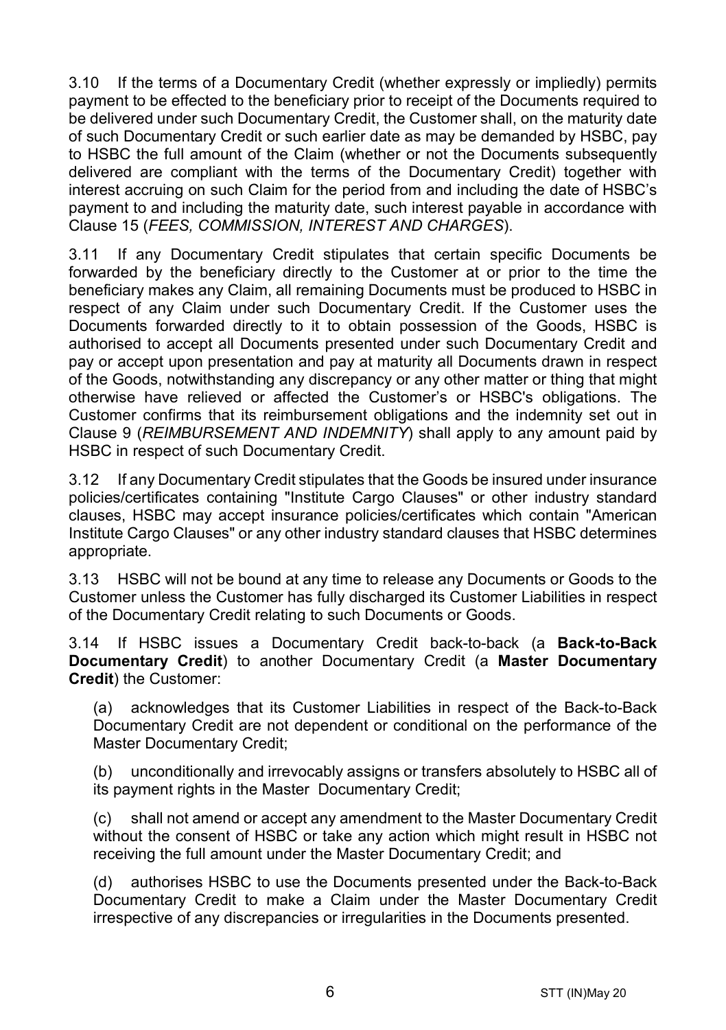3.10 If the terms of a Documentary Credit (whether expressly or impliedly) permits payment to be effected to the beneficiary prior to receipt of the Documents required to be delivered under such Documentary Credit, the Customer shall, on the maturity date of such Documentary Credit or such earlier date as may be demanded by HSBC, pay to HSBC the full amount of the Claim (whether or not the Documents subsequently delivered are compliant with the terms of the Documentary Credit) together with interest accruing on such Claim for the period from and including the date of HSBC's payment to and including the maturity date, such interest payable in accordance with Clause 15 (*FEES, COMMISSION, INTEREST AND CHARGES*).

3.11 If any Documentary Credit stipulates that certain specific Documents be forwarded by the beneficiary directly to the Customer at or prior to the time the beneficiary makes any Claim, all remaining Documents must be produced to HSBC in respect of any Claim under such Documentary Credit. If the Customer uses the Documents forwarded directly to it to obtain possession of the Goods, HSBC is authorised to accept all Documents presented under such Documentary Credit and pay or accept upon presentation and pay at maturity all Documents drawn in respect of the Goods, notwithstanding any discrepancy or any other matter or thing that might otherwise have relieved or affected the Customer's or HSBC's obligations. The Customer confirms that its reimbursement obligations and the indemnity set out in Clause 9 (*REIMBURSEMENT AND INDEMNITY*) shall apply to any amount paid by HSBC in respect of such Documentary Credit.

3.12 If any Documentary Credit stipulates that the Goods be insured under insurance policies/certificates containing "Institute Cargo Clauses" or other industry standard clauses, HSBC may accept insurance policies/certificates which contain "American Institute Cargo Clauses" or any other industry standard clauses that HSBC determines appropriate.

3.13 HSBC will not be bound at any time to release any Documents or Goods to the Customer unless the Customer has fully discharged its Customer Liabilities in respect of the Documentary Credit relating to such Documents or Goods.

3.14 If HSBC issues a Documentary Credit back-to-back (a **Back-to-Back Documentary Credit**) to another Documentary Credit (a **Master Documentary Credit**) the Customer:

(a) acknowledges that its Customer Liabilities in respect of the Back-to-Back Documentary Credit are not dependent or conditional on the performance of the Master Documentary Credit;

(b) unconditionally and irrevocably assigns or transfers absolutely to HSBC all of its payment rights in the Master Documentary Credit;

(c) shall not amend or accept any amendment to the Master Documentary Credit without the consent of HSBC or take any action which might result in HSBC not receiving the full amount under the Master Documentary Credit; and

(d) authorises HSBC to use the Documents presented under the Back-to-Back Documentary Credit to make a Claim under the Master Documentary Credit irrespective of any discrepancies or irregularities in the Documents presented.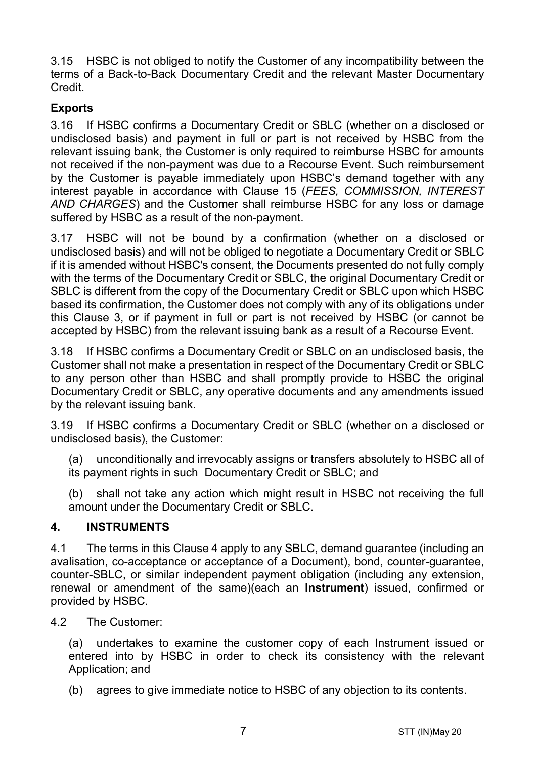3.15 HSBC is not obliged to notify the Customer of any incompatibility between the terms of a Back-to-Back Documentary Credit and the relevant Master Documentary Credit.

**Exports**

3.16 If HSBC confirms a Documentary Credit or SBLC (whether on a disclosed or undisclosed basis) and payment in full or part is not received by HSBC from the relevant issuing bank, the Customer is only required to reimburse HSBC for amounts not received if the non-payment was due to a Recourse Event. Such reimbursement by the Customer is payable immediately upon HSBC's demand together with any interest payable in accordance with Clause 15 (*FEES, COMMISSION, INTEREST AND CHARGES*) and the Customer shall reimburse HSBC for any loss or damage suffered by HSBC as a result of the non-payment.

3.17 HSBC will not be bound by a confirmation (whether on a disclosed or undisclosed basis) and will not be obliged to negotiate a Documentary Credit or SBLC if it is amended without HSBC's consent, the Documents presented do not fully comply with the terms of the Documentary Credit or SBLC, the original Documentary Credit or SBLC is different from the copy of the Documentary Credit or SBLC upon which HSBC based its confirmation, the Customer does not comply with any of its obligations under this Clause 3, or if payment in full or part is not received by HSBC (or cannot be accepted by HSBC) from the relevant issuing bank as a result of a Recourse Event.

3.18 If HSBC confirms a Documentary Credit or SBLC on an undisclosed basis, the Customer shall not make a presentation in respect of the Documentary Credit or SBLC to any person other than HSBC and shall promptly provide to HSBC the original Documentary Credit or SBLC, any operative documents and any amendments issued by the relevant issuing bank.

3.19 If HSBC confirms a Documentary Credit or SBLC (whether on a disclosed or undisclosed basis), the Customer:

(a) unconditionally and irrevocably assigns or transfers absolutely to HSBC all of its payment rights in such Documentary Credit or SBLC; and

(b) shall not take any action which might result in HSBC not receiving the full amount under the Documentary Credit or SBLC.

## 4. INSTRUMENTS

4.1 The terms in this Clause 4 apply to any SBLC, demand guarantee (including an avalisation, co-acceptance or acceptance of a Document), bond, counter-guarantee, counter-SBLC, or similar independent payment obligation (including any extension, renewal or amendment of the same)(each an **Instrument**) issued, confirmed or provided by HSBC.

4.2 The Customer:

(a) undertakes to examine the customer copy of each Instrument issued or entered into by HSBC in order to check its consistency with the relevant Application; and

(b) agrees to give immediate notice to HSBC of any objection to its contents.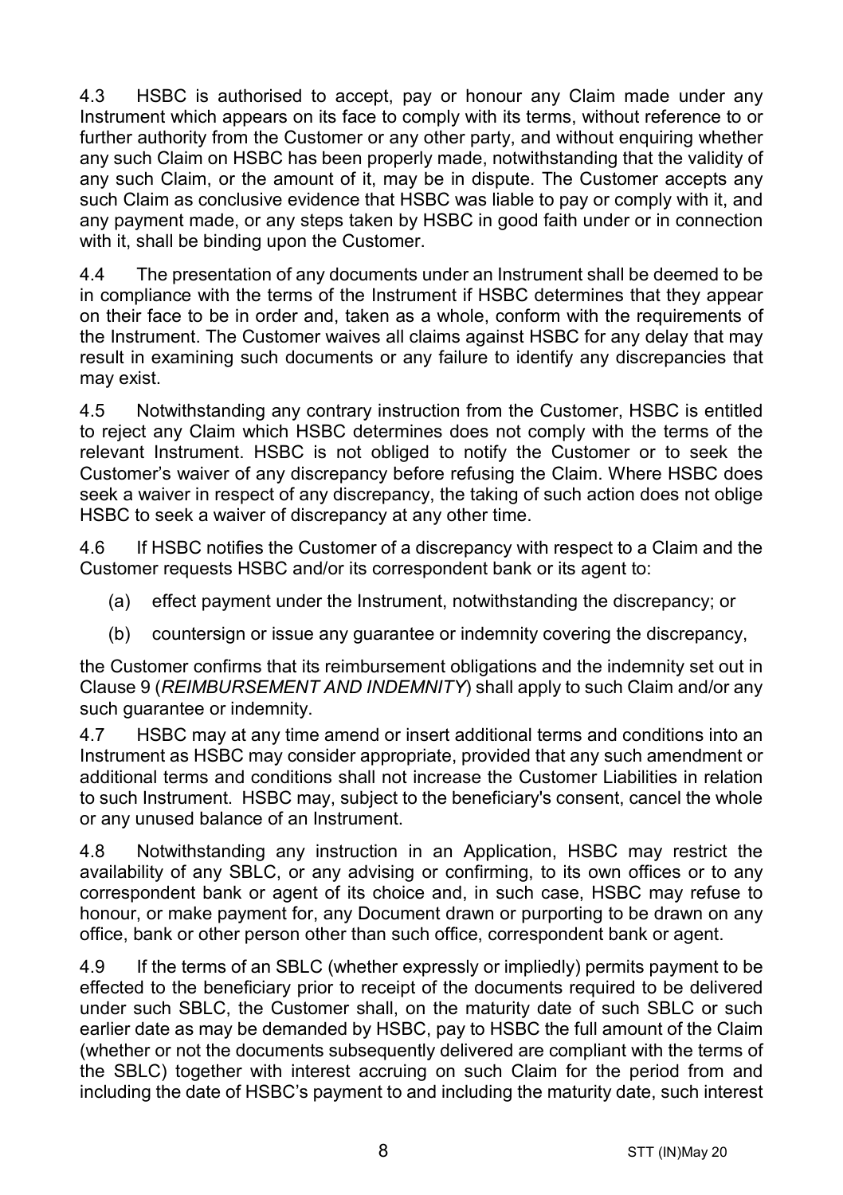4.3 HSBC is authorised to accept, pay or honour any Claim made under any Instrument which appears on its face to comply with its terms, without reference to or further authority from the Customer or any other party, and without enquiring whether any such Claim on HSBC has been properly made, notwithstanding that the validity of any such Claim, or the amount of it, may be in dispute. The Customer accepts any such Claim as conclusive evidence that HSBC was liable to pay or comply with it, and any payment made, or any steps taken by HSBC in good faith under or in connection with it, shall be binding upon the Customer.

4.4 The presentation of any documents under an Instrument shall be deemed to be in compliance with the terms of the Instrument if HSBC determines that they appear on their face to be in order and, taken as a whole, conform with the requirements of the Instrument. The Customer waives all claims against HSBC for any delay that may result in examining such documents or any failure to identify any discrepancies that may exist.

4.5 Notwithstanding any contrary instruction from the Customer, HSBC is entitled to reject any Claim which HSBC determines does not comply with the terms of the relevant Instrument. HSBC is not obliged to notify the Customer or to seek the Customer's waiver of any discrepancy before refusing the Claim. Where HSBC does seek a waiver in respect of any discrepancy, the taking of such action does not oblige HSBC to seek a waiver of discrepancy at any other time.

4.6 If HSBC notifies the Customer of a discrepancy with respect to a Claim and the Customer requests HSBC and/or its correspondent bank or its agent to:

(a) effect payment under the Instrument, notwithstanding the discrepancy; or

(b) countersign or issue any guarantee or indemnity covering the discrepancy,

the Customer confirms that its reimbursement obligations and the indemnity set out in Clause 9 (*REIMBURSEMENT AND INDEMNITY*) shall apply to such Claim and/or any such guarantee or indemnity.

4.7 HSBC may at any time amend or insert additional terms and conditions into an Instrument as HSBC may consider appropriate, provided that any such amendment or additional terms and conditions shall not increase the Customer Liabilities in relation to such Instrument. HSBC may, subject to the beneficiary's consent, cancel the whole or any unused balance of an Instrument.

4.8 Notwithstanding any instruction in an Application, HSBC may restrict the availability of any SBLC, or any advising or confirming, to its own offices or to any correspondent bank or agent of its choice and, in such case, HSBC may refuse to honour, or make payment for, any Document drawn or purporting to be drawn on any office, bank or other person other than such office, correspondent bank or agent.

4.9 If the terms of an SBLC (whether expressly or impliedly) permits payment to be effected to the beneficiary prior to receipt of the documents required to be delivered under such SBLC, the Customer shall, on the maturity date of such SBLC or such earlier date as may be demanded by HSBC, pay to HSBC the full amount of the Claim (whether or not the documents subsequently delivered are compliant with the terms of the SBLC) together with interest accruing on such Claim for the period from and including the date of HSBC's payment to and including the maturity date, such interest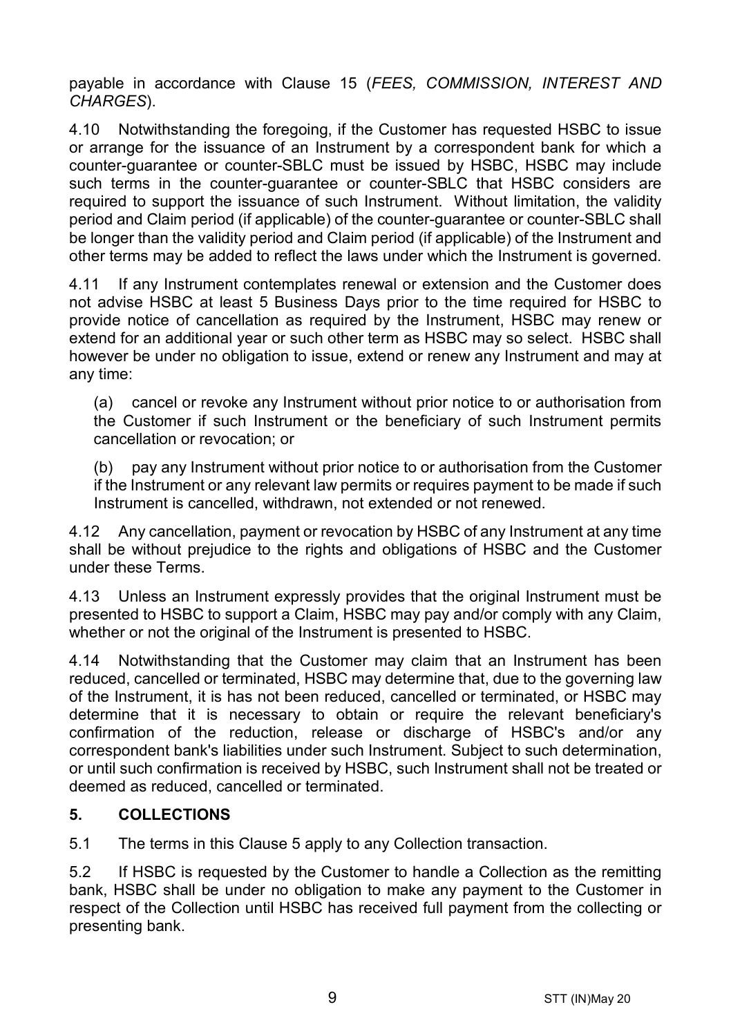payable in accordance with Clause 15 (*FEES, COMMISSION, INTEREST AND CHARGES*).

4.10 Notwithstanding the foregoing, if the Customer has requested HSBC to issue or arrange for the issuance of an Instrument by a correspondent bank for which a counter-guarantee or counter-SBLC must be issued by HSBC, HSBC may include such terms in the counter-guarantee or counter-SBLC that HSBC considers are required to support the issuance of such Instrument. Without limitation, the validity period and Claim period (if applicable) of the counter-guarantee or counter-SBLC shall be longer than the validity period and Claim period (if applicable) of the Instrument and other terms may be added to reflect the laws under which the Instrument is governed.

4.11 If any Instrument contemplates renewal or extension and the Customer does not advise HSBC at least 5 Business Days prior to the time required for HSBC to provide notice of cancellation as required by the Instrument, HSBC may renew or extend for an additional year or such other term as HSBC may so select. HSBC shall however be under no obligation to issue, extend or renew any Instrument and may at any time:

(a) cancel or revoke any Instrument without prior notice to or authorisation from the Customer if such Instrument or the beneficiary of such Instrument permits cancellation or revocation; or

(b) pay any Instrument without prior notice to or authorisation from the Customer if the Instrument or any relevant law permits or requires payment to be made if such Instrument is cancelled, withdrawn, not extended or not renewed.

4.12 Any cancellation, payment or revocation by HSBC of any Instrument at any time shall be without prejudice to the rights and obligations of HSBC and the Customer under these Terms.

4.13 Unless an Instrument expressly provides that the original Instrument must be presented to HSBC to support a Claim, HSBC may pay and/or comply with any Claim, whether or not the original of the Instrument is presented to HSBC.

4.14 Notwithstanding that the Customer may claim that an Instrument has been reduced, cancelled or terminated, HSBC may determine that, due to the governing law of the Instrument, it is has not been reduced, cancelled or terminated, or HSBC may determine that it is necessary to obtain or require the relevant beneficiary's confirmation of the reduction, release or discharge of HSBC's and/or any correspondent bank's liabilities under such Instrument. Subject to such determination, or until such confirmation is received by HSBC, such Instrument shall not be treated or deemed as reduced, cancelled or terminated.

## 5. COLLECTIONS

5.1 The terms in this Clause 5 apply to any Collection transaction.

5.2 If HSBC is requested by the Customer to handle a Collection as the remitting bank, HSBC shall be under no obligation to make any payment to the Customer in respect of the Collection until HSBC has received full payment from the collecting or presenting bank.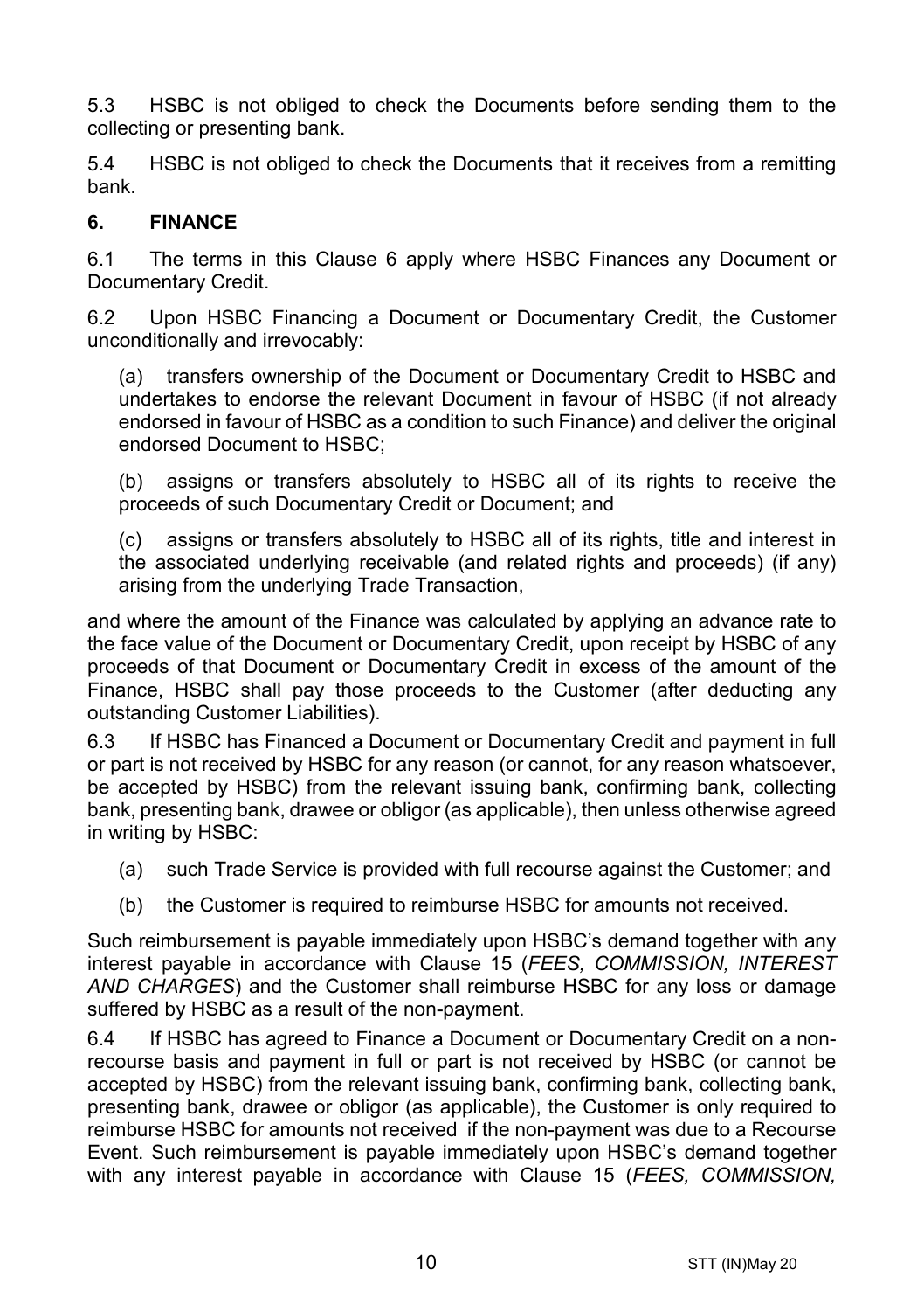5.3 HSBC is not obliged to check the Documents before sending them to the collecting or presenting bank.

5.4 HSBC is not obliged to check the Documents that it receives from a remitting bank.

## 6. FINANCE

6.1 The terms in this Clause 6 apply where HSBC Finances any Document or Documentary Credit.

6.2 Upon HSBC Financing a Document or Documentary Credit, the Customer unconditionally and irrevocably:

(a) transfers ownership of the Document or Documentary Credit to HSBC and undertakes to endorse the relevant Document in favour of HSBC (if not already endorsed in favour of HSBC as a condition to such Finance) and deliver the original endorsed Document to HSBC;

(b) assigns or transfers absolutely to HSBC all of its rights to receive the proceeds of such Documentary Credit or Document; and

(c) assigns or transfers absolutely to HSBC all of its rights, title and interest in the associated underlying receivable (and related rights and proceeds) (if any) arising from the underlying Trade Transaction,

and where the amount of the Finance was calculated by applying an advance rate to the face value of the Document or Documentary Credit, upon receipt by HSBC of any proceeds of that Document or Documentary Credit in excess of the amount of the Finance, HSBC shall pay those proceeds to the Customer (after deducting any outstanding Customer Liabilities).

6.3 If HSBC has Financed a Document or Documentary Credit and payment in full or part is not received by HSBC for any reason (or cannot, for any reason whatsoever, be accepted by HSBC) from the relevant issuing bank, confirming bank, collecting bank, presenting bank, drawee or obligor (as applicable), then unless otherwise agreed in writing by HSBC:

(a) such Trade Service is provided with full recourse against the Customer; and

(b) the Customer is required to reimburse HSBC for amounts not received.

Such reimbursement is payable immediately upon HSBC's demand together with any interest payable in accordance with Clause 15 (*FEES, COMMISSION, INTEREST AND CHARGES*) and the Customer shall reimburse HSBC for any loss or damage suffered by HSBC as a result of the non-payment.

6.4 If HSBC has agreed to Finance a Document or Documentary Credit on a non-recourse basis and payment in full or part is not received by HSBC (or cannot be accepted by HSBC) from the relevant issuing bank, confirming bank, collecting bank, presenting bank, drawee or obligor (as applicable), the Customer is only required to reimburse HSBC for amounts not received if the non-payment was due to a Recourse Event. Such reimbursement is payable immediately upon HSBC's demand together with any interest payable in accordance with Clause 15 (*FEES, COMMISSION,*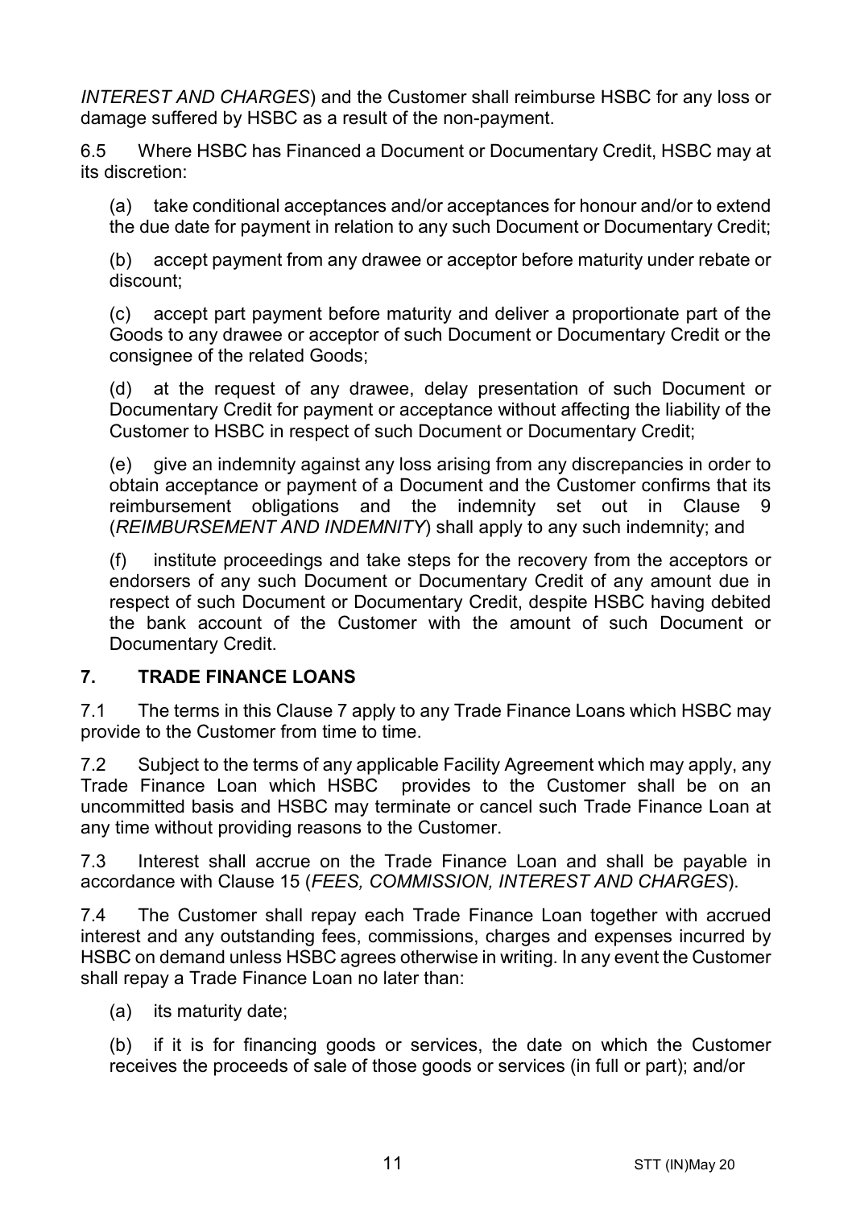*INTEREST AND CHARGES*) and the Customer shall reimburse HSBC for any loss or damage suffered by HSBC as a result of the non-payment.

6.5 Where HSBC has Financed a Document or Documentary Credit, HSBC may at its discretion:

(a) take conditional acceptances and/or acceptances for honour and/or to extend the due date for payment in relation to any such Document or Documentary Credit;

(b) accept payment from any drawee or acceptor before maturity under rebate or discount;

(c) accept part payment before maturity and deliver a proportionate part of the Goods to any drawee or acceptor of such Document or Documentary Credit or the consignee of the related Goods;

(d) at the request of any drawee, delay presentation of such Document or Documentary Credit for payment or acceptance without affecting the liability of the Customer to HSBC in respect of such Document or Documentary Credit;

(e) give an indemnity against any loss arising from any discrepancies in order to obtain acceptance or payment of a Document and the Customer confirms that its reimbursement obligations and the indemnity set out in Clause 9 (*REIMBURSEMENT AND INDEMNITY*) shall apply to any such indemnity; and

(f) institute proceedings and take steps for the recovery from the acceptors or endorsers of any such Document or Documentary Credit of any amount due in respect of such Document or Documentary Credit, despite HSBC having debited the bank account of the Customer with the amount of such Document or Documentary Credit.

## 7. TRADE FINANCE LOANS

7.1 The terms in this Clause 7 apply to any Trade Finance Loans which HSBC may provide to the Customer from time to time.

7.2 Subject to the terms of any applicable Facility Agreement which may apply, any Trade Finance Loan which HSBC provides to the Customer shall be on an uncommitted basis and HSBC may terminate or cancel such Trade Finance Loan at any time without providing reasons to the Customer.

7.3 Interest shall accrue on the Trade Finance Loan and shall be payable in accordance with Clause 15 (*FEES, COMMISSION, INTEREST AND CHARGES*).

7.4 The Customer shall repay each Trade Finance Loan together with accrued interest and any outstanding fees, commissions, charges and expenses incurred by HSBC on demand unless HSBC agrees otherwise in writing. In any event the Customer shall repay a Trade Finance Loan no later than:

(a) its maturity date;

(b) if it is for financing goods or services, the date on which the Customer receives the proceeds of sale of those goods or services (in full or part); and/or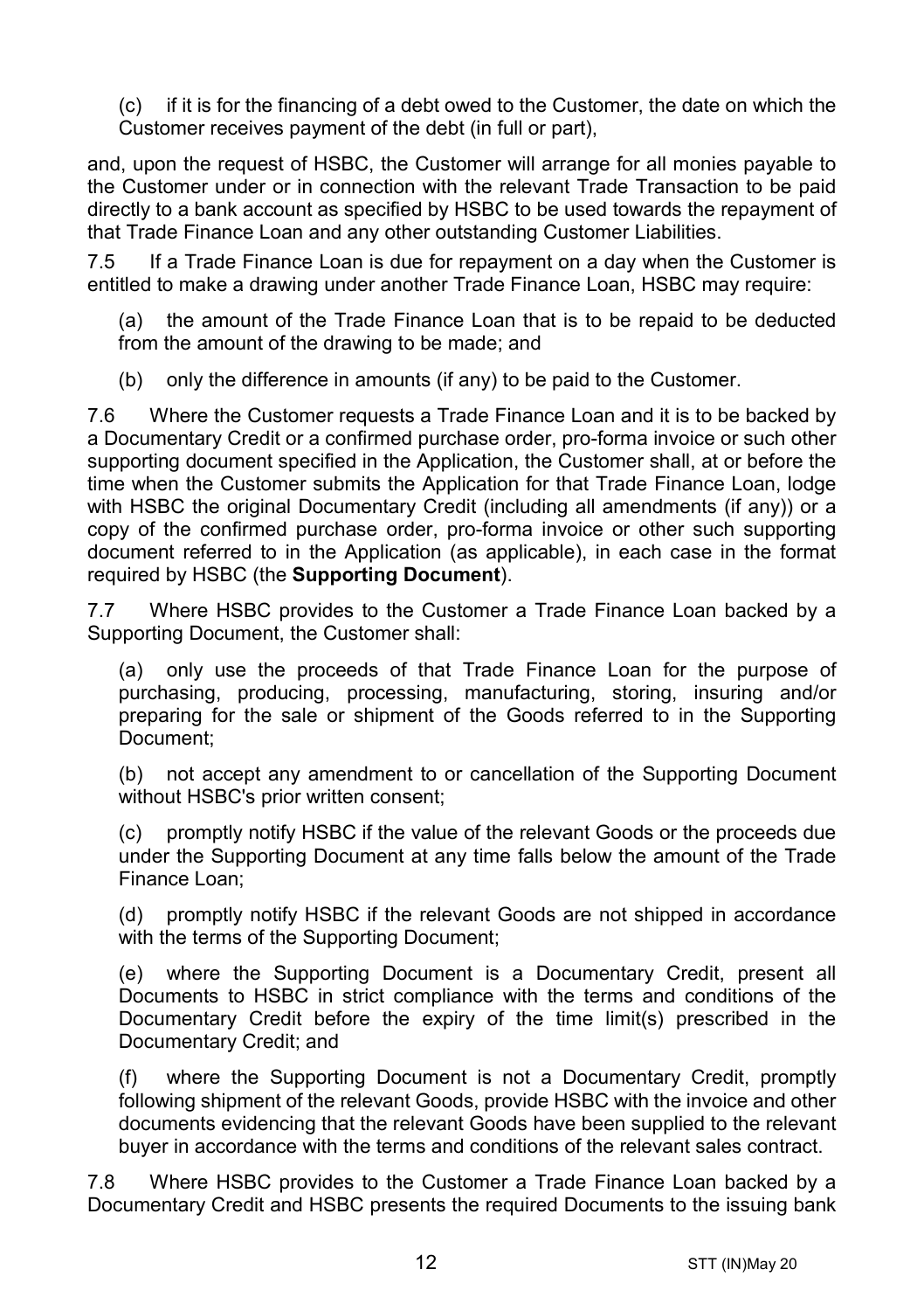(c) if it is for the financing of a debt owed to the Customer, the date on which the Customer receives payment of the debt (in full or part),

and, upon the request of HSBC, the Customer will arrange for all monies payable to the Customer under or in connection with the relevant Trade Transaction to be paid directly to a bank account as specified by HSBC to be used towards the repayment of that Trade Finance Loan and any other outstanding Customer Liabilities.

7.5 If a Trade Finance Loan is due for repayment on a day when the Customer is entitled to make a drawing under another Trade Finance Loan, HSBC may require:

(a) the amount of the Trade Finance Loan that is to be repaid to be deducted from the amount of the drawing to be made; and

(b) only the difference in amounts (if any) to be paid to the Customer.

7.6 Where the Customer requests a Trade Finance Loan and it is to be backed by a Documentary Credit or a confirmed purchase order, pro-forma invoice or such other supporting document specified in the Application, the Customer shall, at or before the time when the Customer submits the Application for that Trade Finance Loan, lodge with HSBC the original Documentary Credit (including all amendments (if any)) or a copy of the confirmed purchase order, pro-forma invoice or other such supporting document referred to in the Application (as applicable), in each case in the format required by HSBC (the **Supporting Document**).

7.7 Where HSBC provides to the Customer a Trade Finance Loan backed by a Supporting Document, the Customer shall:

(a) only use the proceeds of that Trade Finance Loan for the purpose of purchasing, producing, processing, manufacturing, storing, insuring and/or preparing for the sale or shipment of the Goods referred to in the Supporting Document;

(b) not accept any amendment to or cancellation of the Supporting Document without HSBC's prior written consent;

(c) promptly notify HSBC if the value of the relevant Goods or the proceeds due under the Supporting Document at any time falls below the amount of the Trade Finance Loan;

(d) promptly notify HSBC if the relevant Goods are not shipped in accordance with the terms of the Supporting Document;

(e) where the Supporting Document is a Documentary Credit, present all Documents to HSBC in strict compliance with the terms and conditions of the Documentary Credit before the expiry of the time limit(s) prescribed in the Documentary Credit; and

(f) where the Supporting Document is not a Documentary Credit, promptly following shipment of the relevant Goods, provide HSBC with the invoice and other documents evidencing that the relevant Goods have been supplied to the relevant buyer in accordance with the terms and conditions of the relevant sales contract.

7.8 Where HSBC provides to the Customer a Trade Finance Loan backed by a Documentary Credit and HSBC presents the required Documents to the issuing bank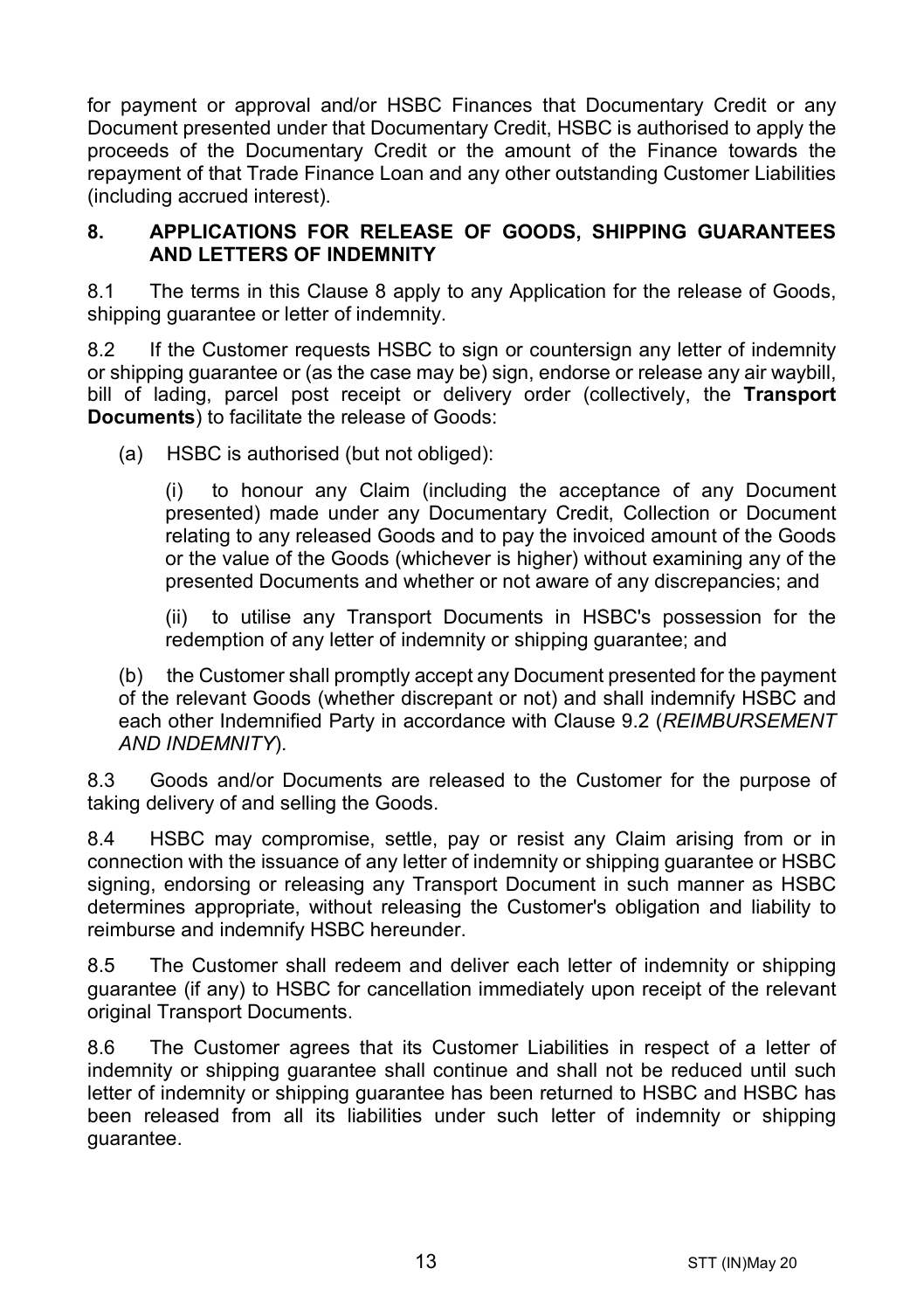for payment or approval and/or HSBC Finances that Documentary Credit or any Document presented under that Documentary Credit, HSBC is authorised to apply the proceeds of the Documentary Credit or the amount of the Finance towards the repayment of that Trade Finance Loan and any other outstanding Customer Liabilities (including accrued interest).

## 8. APPLICATIONS FOR RELEASE OF GOODS, SHIPPING GUARANTEES AND LETTERS OF INDEMNITY

8.1 The terms in this Clause 8 apply to any Application for the release of Goods, shipping guarantee or letter of indemnity.

8.2 If the Customer requests HSBC to sign or countersign any letter of indemnity or shipping guarantee or (as the case may be) sign, endorse or release any air waybill, bill of lading, parcel post receipt or delivery order (collectively, the **Transport Documents**) to facilitate the release of Goods:

(a) HSBC is authorised (but not obliged):

(i) to honour any Claim (including the acceptance of any Document presented) made under any Documentary Credit, Collection or Document relating to any released Goods and to pay the invoiced amount of the Goods or the value of the Goods (whichever is higher) without examining any of the presented Documents and whether or not aware of any discrepancies; and

(ii) to utilise any Transport Documents in HSBC's possession for the redemption of any letter of indemnity or shipping guarantee; and

(b) the Customer shall promptly accept any Document presented for the payment of the relevant Goods (whether discrepant or not) and shall indemnify HSBC and each other Indemnified Party in accordance with Clause 9.2 (*REIMBURSEMENT AND INDEMNITY*).

8.3 Goods and/or Documents are released to the Customer for the purpose of taking delivery of and selling the Goods.

8.4 HSBC may compromise, settle, pay or resist any Claim arising from or in connection with the issuance of any letter of indemnity or shipping guarantee or HSBC signing, endorsing or releasing any Transport Document in such manner as HSBC determines appropriate, without releasing the Customer's obligation and liability to reimburse and indemnify HSBC hereunder.

8.5 The Customer shall redeem and deliver each letter of indemnity or shipping guarantee (if any) to HSBC for cancellation immediately upon receipt of the relevant original Transport Documents.

8.6 The Customer agrees that its Customer Liabilities in respect of a letter of indemnity or shipping guarantee shall continue and shall not be reduced until such letter of indemnity or shipping guarantee has been returned to HSBC and HSBC has been released from all its liabilities under such letter of indemnity or shipping guarantee.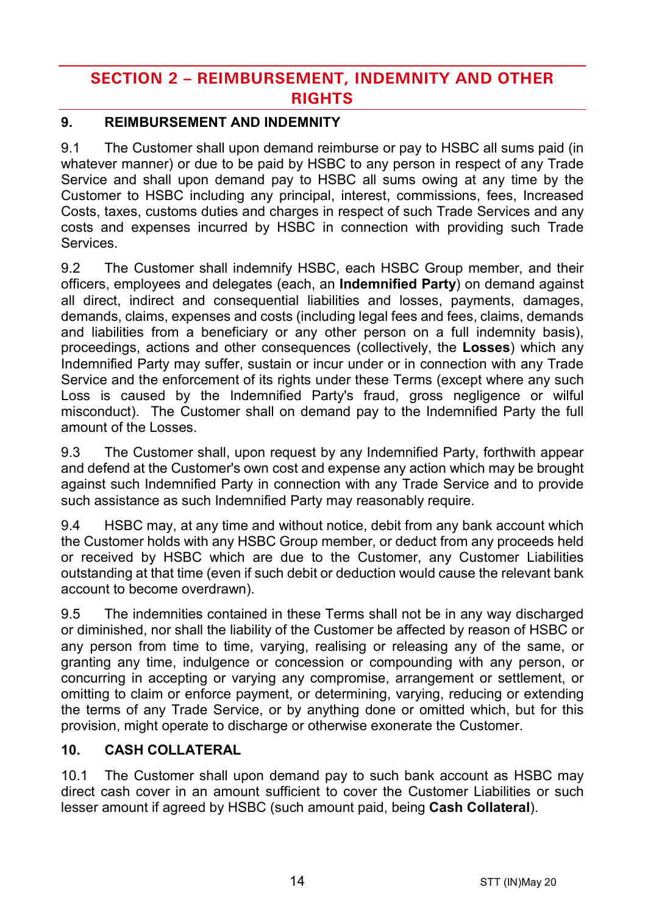## SECTION 2 – REIMBURSEMENT, INDEMNITY AND OTHER RIGHTS

### 9. REIMBURSEMENT AND INDEMNITY

9.1 The Customer shall upon demand reimburse or pay to HSBC all sums paid (in whatever manner) or due to be paid by HSBC to any person in respect of any Trade Service and shall upon demand pay to HSBC all sums owing at any time by the Customer to HSBC including any principal, interest, commissions, fees, Increased Costs, taxes, customs duties and charges in respect of such Trade Services and any costs and expenses incurred by HSBC in connection with providing such Trade Services.

9.2 The Customer shall indemnify HSBC, each HSBC Group member, and their officers, employees and delegates (each, an **Indemnified Party**) on demand against all direct, indirect and consequential liabilities and losses, payments, damages, demands, claims, expenses and costs (including legal fees and fees, claims, demands and liabilities from a beneficiary or any other person on a full indemnity basis), proceedings, actions and other consequences (collectively, the **Losses**) which any Indemnified Party may suffer, sustain or incur under or in connection with any Trade Service and the enforcement of its rights under these Terms (except where any such Loss is caused by the Indemnified Party's fraud, gross negligence or wilful misconduct). The Customer shall on demand pay to the Indemnified Party the full amount of the Losses.

9.3 The Customer shall, upon request by any Indemnified Party, forthwith appear and defend at the Customer's own cost and expense any action which may be brought against such Indemnified Party in connection with any Trade Service and to provide such assistance as such Indemnified Party may reasonably require.

9.4 HSBC may, at any time and without notice, debit from any bank account which the Customer holds with any HSBC Group member, or deduct from any proceeds held or received by HSBC which are due to the Customer, any Customer Liabilities outstanding at that time (even if such debit or deduction would cause the relevant bank account to become overdrawn).

9.5 The indemnities contained in these Terms shall not be in any way discharged or diminished, nor shall the liability of the Customer be affected by reason of HSBC or any person from time to time, varying, realising or releasing any of the same, or granting any time, indulgence or concession or compounding with any person, or concurring in accepting or varying any compromise, arrangement or settlement, or omitting to claim or enforce payment, or determining, varying, reducing or extending the terms of any Trade Service, or by anything done or omitted which, but for this provision, might operate to discharge or otherwise exonerate the Customer.

### 10. CASH COLLATERAL

10.1 The Customer shall upon demand pay to such bank account as HSBC may direct cash cover in an amount sufficient to cover the Customer Liabilities or such lesser amount if agreed by HSBC (such amount paid, being **Cash Collateral**).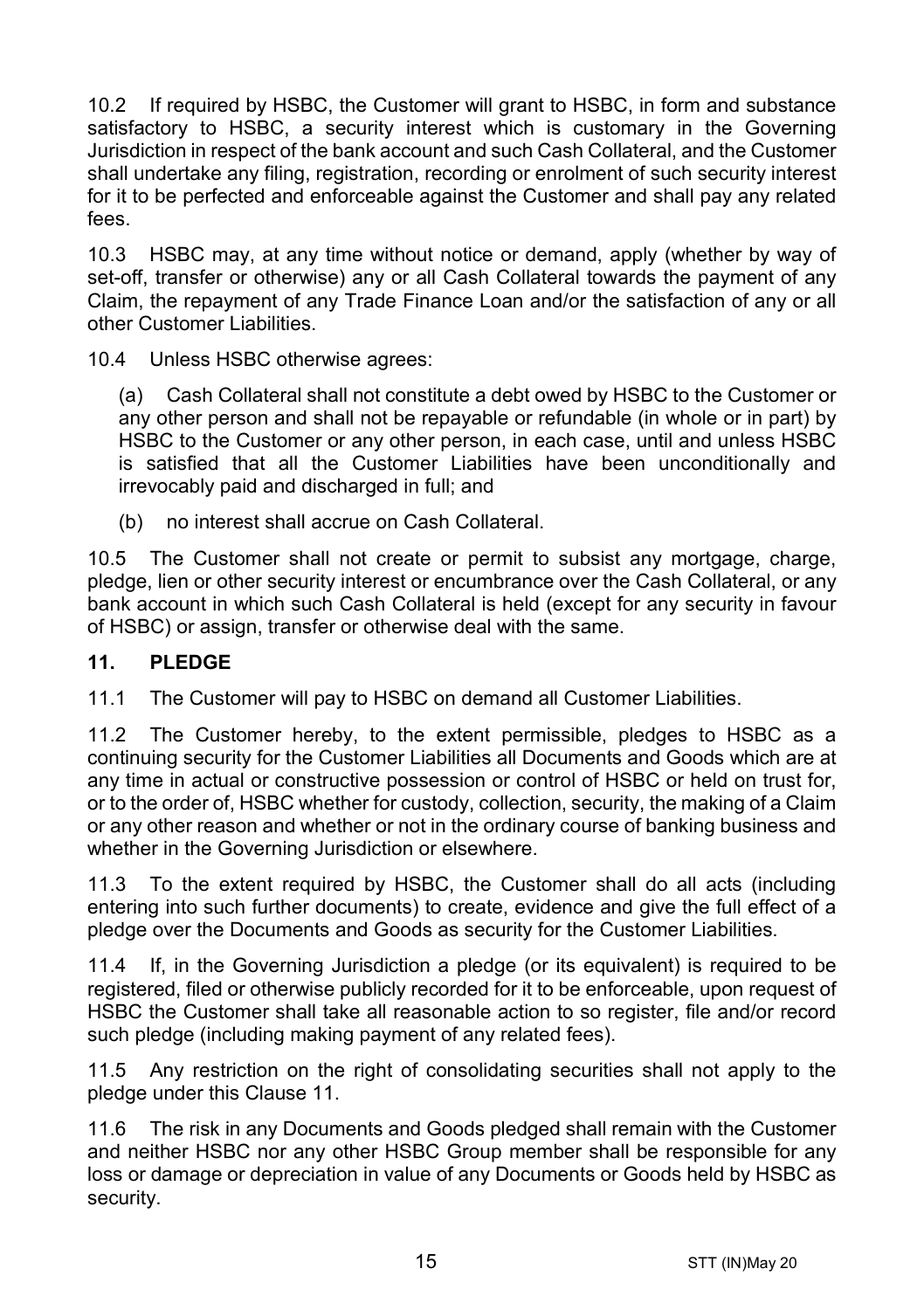10.2 If required by HSBC, the Customer will grant to HSBC, in form and substance satisfactory to HSBC, a security interest which is customary in the Governing Jurisdiction in respect of the bank account and such Cash Collateral, and the Customer shall undertake any filing, registration, recording or enrolment of such security interest for it to be perfected and enforceable against the Customer and shall pay any related fees.

10.3 HSBC may, at any time without notice or demand, apply (whether by way of set-off, transfer or otherwise) any or all Cash Collateral towards the payment of any Claim, the repayment of any Trade Finance Loan and/or the satisfaction of any or all other Customer Liabilities.

10.4 Unless HSBC otherwise agrees:

(a) Cash Collateral shall not constitute a debt owed by HSBC to the Customer or any other person and shall not be repayable or refundable (in whole or in part) by HSBC to the Customer or any other person, in each case, until and unless HSBC is satisfied that all the Customer Liabilities have been unconditionally and irrevocably paid and discharged in full; and

(b) no interest shall accrue on Cash Collateral.

10.5 The Customer shall not create or permit to subsist any mortgage, charge, pledge, lien or other security interest or encumbrance over the Cash Collateral, or any bank account in which such Cash Collateral is held (except for any security in favour of HSBC) or assign, transfer or otherwise deal with the same.

## 11. PLEDGE

11.1 The Customer will pay to HSBC on demand all Customer Liabilities.

11.2 The Customer hereby, to the extent permissible, pledges to HSBC as a continuing security for the Customer Liabilities all Documents and Goods which are at any time in actual or constructive possession or control of HSBC or held on trust for, or to the order of, HSBC whether for custody, collection, security, the making of a Claim or any other reason and whether or not in the ordinary course of banking business and whether in the Governing Jurisdiction or elsewhere.

11.3 To the extent required by HSBC, the Customer shall do all acts (including entering into such further documents) to create, evidence and give the full effect of a pledge over the Documents and Goods as security for the Customer Liabilities.

11.4 If, in the Governing Jurisdiction a pledge (or its equivalent) is required to be registered, filed or otherwise publicly recorded for it to be enforceable, upon request of HSBC the Customer shall take all reasonable action to so register, file and/or record such pledge (including making payment of any related fees).

11.5 Any restriction on the right of consolidating securities shall not apply to the pledge under this Clause 11.

11.6 The risk in any Documents and Goods pledged shall remain with the Customer and neither HSBC nor any other HSBC Group member shall be responsible for any loss or damage or depreciation in value of any Documents or Goods held by HSBC as security.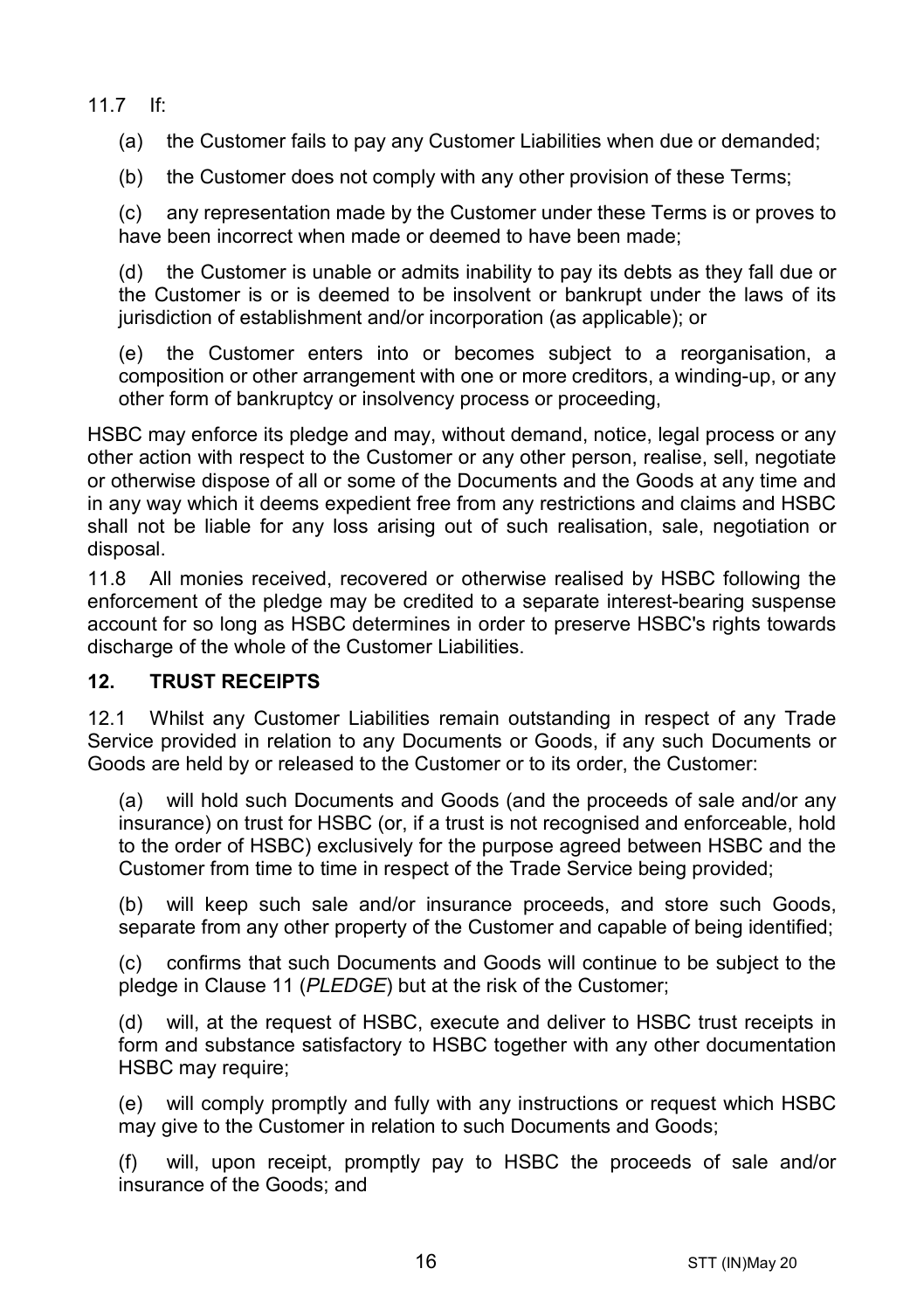11.7 If:

(a) the Customer fails to pay any Customer Liabilities when due or demanded;

(b) the Customer does not comply with any other provision of these Terms;

(c) any representation made by the Customer under these Terms is or proves to have been incorrect when made or deemed to have been made;

(d) the Customer is unable or admits inability to pay its debts as they fall due or the Customer is or is deemed to be insolvent or bankrupt under the laws of its jurisdiction of establishment and/or incorporation (as applicable); or

(e) the Customer enters into or becomes subject to a reorganisation, a composition or other arrangement with one or more creditors, a winding-up, or any other form of bankruptcy or insolvency process or proceeding,

HSBC may enforce its pledge and may, without demand, notice, legal process or any other action with respect to the Customer or any other person, realise, sell, negotiate or otherwise dispose of all or some of the Documents and the Goods at any time and in any way which it deems expedient free from any restrictions and claims and HSBC shall not be liable for any loss arising out of such realisation, sale, negotiation or disposal.

11.8 All monies received, recovered or otherwise realised by HSBC following the enforcement of the pledge may be credited to a separate interest-bearing suspense account for so long as HSBC determines in order to preserve HSBC's rights towards discharge of the whole of the Customer Liabilities.

## 12. TRUST RECEIPTS

12.1 Whilst any Customer Liabilities remain outstanding in respect of any Trade Service provided in relation to any Documents or Goods, if any such Documents or Goods are held by or released to the Customer or to its order, the Customer:

(a) will hold such Documents and Goods (and the proceeds of sale and/or any insurance) on trust for HSBC (or, if a trust is not recognised and enforceable, hold to the order of HSBC) exclusively for the purpose agreed between HSBC and the Customer from time to time in respect of the Trade Service being provided;

(b) will keep such sale and/or insurance proceeds, and store such Goods, separate from any other property of the Customer and capable of being identified;

(c) confirms that such Documents and Goods will continue to be subject to the pledge in Clause 11 (*PLEDGE*) but at the risk of the Customer;

(d) will, at the request of HSBC, execute and deliver to HSBC trust receipts in form and substance satisfactory to HSBC together with any other documentation HSBC may require;

(e) will comply promptly and fully with any instructions or request which HSBC may give to the Customer in relation to such Documents and Goods;

(f) will, upon receipt, promptly pay to HSBC the proceeds of sale and/or insurance of the Goods; and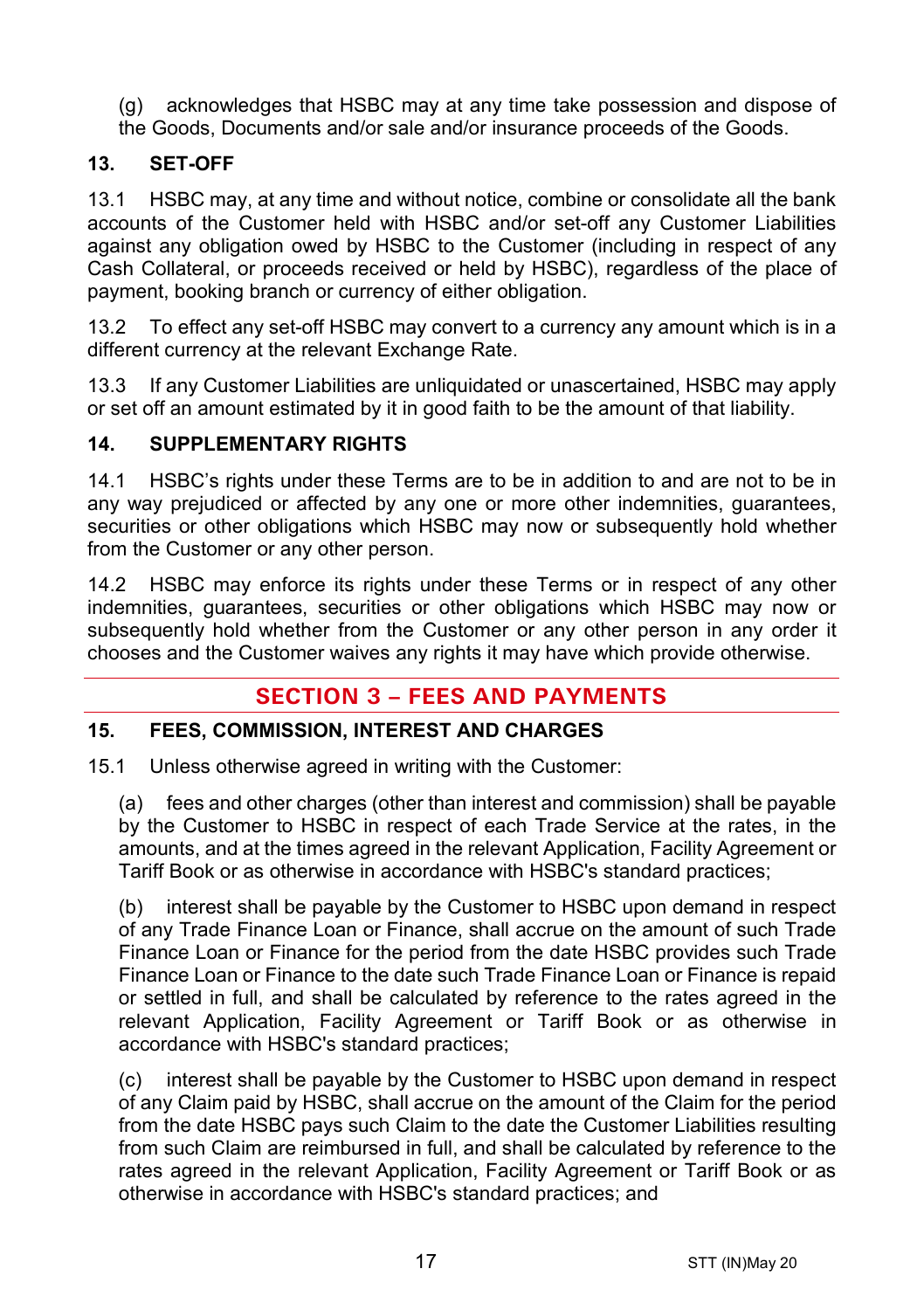(g) acknowledges that HSBC may at any time take possession and dispose of the Goods, Documents and/or sale and/or insurance proceeds of the Goods.

## 13. SET-OFF

13.1 HSBC may, at any time and without notice, combine or consolidate all the bank accounts of the Customer held with HSBC and/or set-off any Customer Liabilities against any obligation owed by HSBC to the Customer (including in respect of any Cash Collateral, or proceeds received or held by HSBC), regardless of the place of payment, booking branch or currency of either obligation.

13.2 To effect any set-off HSBC may convert to a currency any amount which is in a different currency at the relevant Exchange Rate.

13.3 If any Customer Liabilities are unliquidated or unascertained, HSBC may apply or set off an amount estimated by it in good faith to be the amount of that liability.

## 14. SUPPLEMENTARY RIGHTS

14.1 HSBC's rights under these Terms are to be in addition to and are not to be in any way prejudiced or affected by any one or more other indemnities, guarantees, securities or other obligations which HSBC may now or subsequently hold whether from the Customer or any other person.

14.2 HSBC may enforce its rights under these Terms or in respect of any other indemnities, guarantees, securities or other obligations which HSBC may now or subsequently hold whether from the Customer or any other person in any order it chooses and the Customer waives any rights it may have which provide otherwise.

# SECTION 3 – FEES AND PAYMENTS

## 15. FEES, COMMISSION, INTEREST AND CHARGES

15.1 Unless otherwise agreed in writing with the Customer:

(a) fees and other charges (other than interest and commission) shall be payable by the Customer to HSBC in respect of each Trade Service at the rates, in the amounts, and at the times agreed in the relevant Application, Facility Agreement or Tariff Book or as otherwise in accordance with HSBC's standard practices;

(b) interest shall be payable by the Customer to HSBC upon demand in respect of any Trade Finance Loan or Finance, shall accrue on the amount of such Trade Finance Loan or Finance for the period from the date HSBC provides such Trade Finance Loan or Finance to the date such Trade Finance Loan or Finance is repaid or settled in full, and shall be calculated by reference to the rates agreed in the relevant Application, Facility Agreement or Tariff Book or as otherwise in accordance with HSBC's standard practices;

(c) interest shall be payable by the Customer to HSBC upon demand in respect of any Claim paid by HSBC, shall accrue on the amount of the Claim for the period from the date HSBC pays such Claim to the date the Customer Liabilities resulting from such Claim are reimbursed in full, and shall be calculated by reference to the rates agreed in the relevant Application, Facility Agreement or Tariff Book or as otherwise in accordance with HSBC's standard practices; and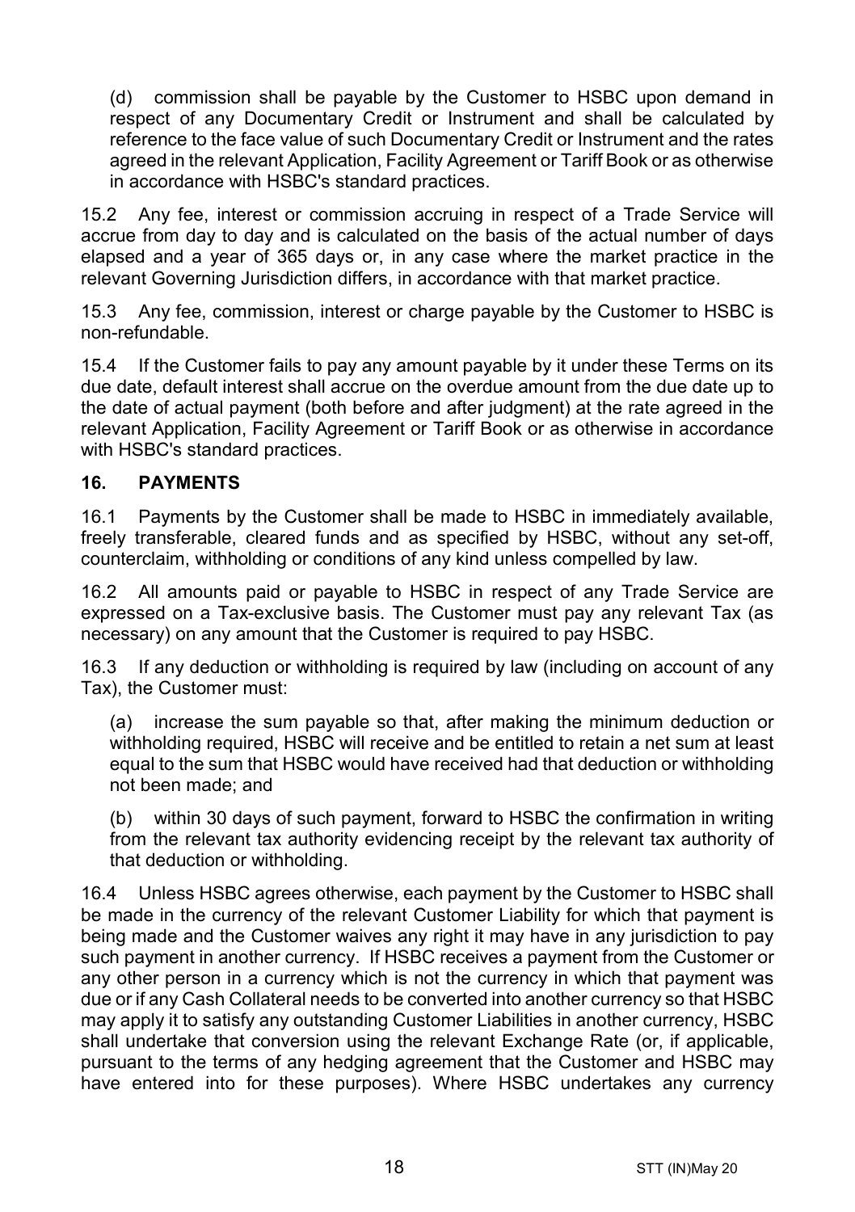(d) commission shall be payable by the Customer to HSBC upon demand in respect of any Documentary Credit or Instrument and shall be calculated by reference to the face value of such Documentary Credit or Instrument and the rates agreed in the relevant Application, Facility Agreement or Tariff Book or as otherwise in accordance with HSBC's standard practices.

15.2 Any fee, interest or commission accruing in respect of a Trade Service will accrue from day to day and is calculated on the basis of the actual number of days elapsed and a year of 365 days or, in any case where the market practice in the relevant Governing Jurisdiction differs, in accordance with that market practice.

15.3 Any fee, commission, interest or charge payable by the Customer to HSBC is non-refundable.

15.4 If the Customer fails to pay any amount payable by it under these Terms on its due date, default interest shall accrue on the overdue amount from the due date up to the date of actual payment (both before and after judgment) at the rate agreed in the relevant Application, Facility Agreement or Tariff Book or as otherwise in accordance with HSBC's standard practices.

## 16. PAYMENTS

16.1 Payments by the Customer shall be made to HSBC in immediately available, freely transferable, cleared funds and as specified by HSBC, without any set-off, counterclaim, withholding or conditions of any kind unless compelled by law.

16.2 All amounts paid or payable to HSBC in respect of any Trade Service are expressed on a Tax-exclusive basis. The Customer must pay any relevant Tax (as necessary) on any amount that the Customer is required to pay HSBC.

16.3 If any deduction or withholding is required by law (including on account of any Tax), the Customer must:

(a) increase the sum payable so that, after making the minimum deduction or withholding required, HSBC will receive and be entitled to retain a net sum at least equal to the sum that HSBC would have received had that deduction or withholding not been made; and

(b) within 30 days of such payment, forward to HSBC the confirmation in writing from the relevant tax authority evidencing receipt by the relevant tax authority of that deduction or withholding.

16.4 Unless HSBC agrees otherwise, each payment by the Customer to HSBC shall be made in the currency of the relevant Customer Liability for which that payment is being made and the Customer waives any right it may have in any jurisdiction to pay such payment in another currency. If HSBC receives a payment from the Customer or any other person in a currency which is not the currency in which that payment was due or if any Cash Collateral needs to be converted into another currency so that HSBC may apply it to satisfy any outstanding Customer Liabilities in another currency, HSBC shall undertake that conversion using the relevant Exchange Rate (or, if applicable, pursuant to the terms of any hedging agreement that the Customer and HSBC may have entered into for these purposes). Where HSBC undertakes any currency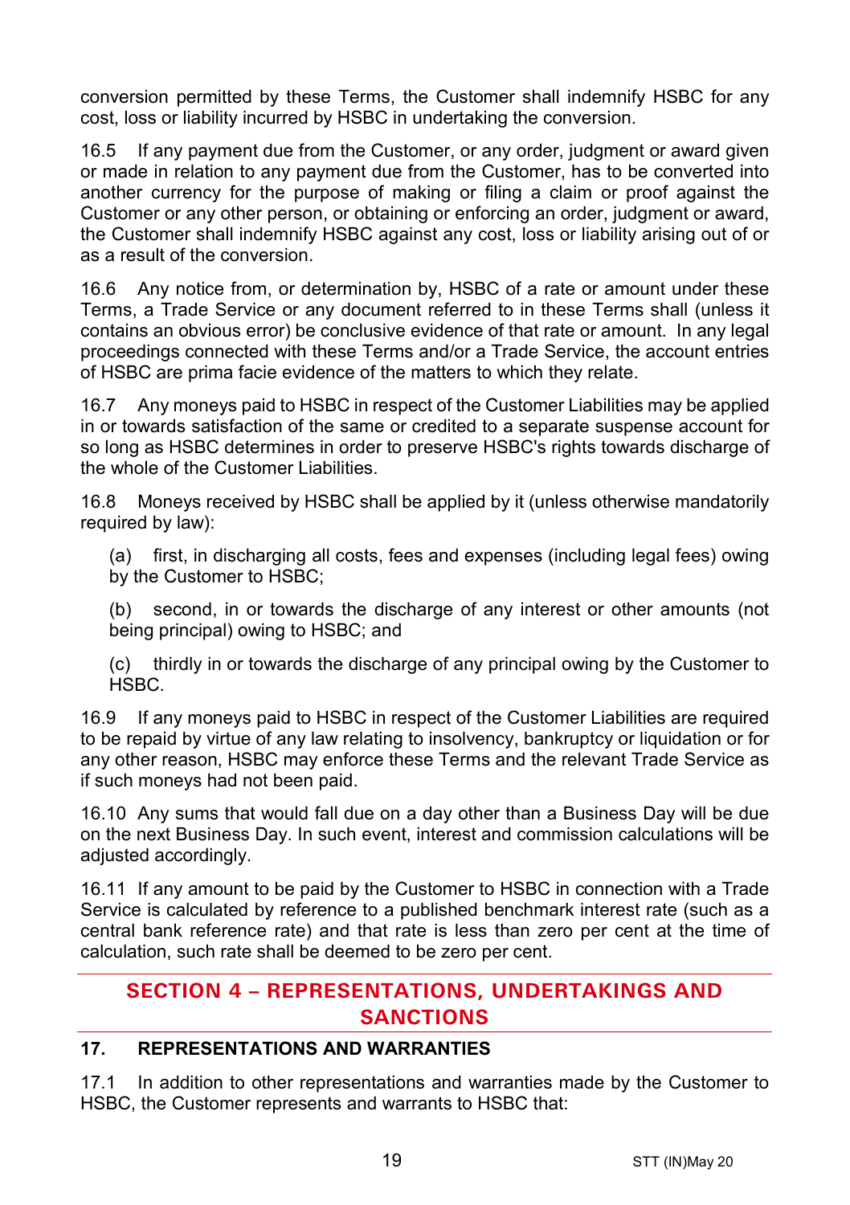conversion permitted by these Terms, the Customer shall indemnify HSBC for any cost, loss or liability incurred by HSBC in undertaking the conversion.

16.5 If any payment due from the Customer, or any order, judgment or award given or made in relation to any payment due from the Customer, has to be converted into another currency for the purpose of making or filing a claim or proof against the Customer or any other person, or obtaining or enforcing an order, judgment or award, the Customer shall indemnify HSBC against any cost, loss or liability arising out of or as a result of the conversion.

16.6 Any notice from, or determination by, HSBC of a rate or amount under these Terms, a Trade Service or any document referred to in these Terms shall (unless it contains an obvious error) be conclusive evidence of that rate or amount. In any legal proceedings connected with these Terms and/or a Trade Service, the account entries of HSBC are prima facie evidence of the matters to which they relate.

16.7 Any moneys paid to HSBC in respect of the Customer Liabilities may be applied in or towards satisfaction of the same or credited to a separate suspense account for so long as HSBC determines in order to preserve HSBC's rights towards discharge of the whole of the Customer Liabilities.

16.8 Moneys received by HSBC shall be applied by it (unless otherwise mandatorily required by law):

(a) first, in discharging all costs, fees and expenses (including legal fees) owing by the Customer to HSBC;

(b) second, in or towards the discharge of any interest or other amounts (not being principal) owing to HSBC; and

(c) thirdly in or towards the discharge of any principal owing by the Customer to HSBC.

16.9 If any moneys paid to HSBC in respect of the Customer Liabilities are required to be repaid by virtue of any law relating to insolvency, bankruptcy or liquidation or for any other reason, HSBC may enforce these Terms and the relevant Trade Service as if such moneys had not been paid.

16.10 Any sums that would fall due on a day other than a Business Day will be due on the next Business Day. In such event, interest and commission calculations will be adjusted accordingly.

16.11 If any amount to be paid by the Customer to HSBC in connection with a Trade Service is calculated by reference to a published benchmark interest rate (such as a central bank reference rate) and that rate is less than zero per cent at the time of calculation, such rate shall be deemed to be zero per cent.

## SECTION 4 – REPRESENTATIONS, UNDERTAKINGS AND SANCTIONS

### 17. REPRESENTATIONS AND WARRANTIES

17.1 In addition to other representations and warranties made by the Customer to HSBC, the Customer represents and warrants to HSBC that: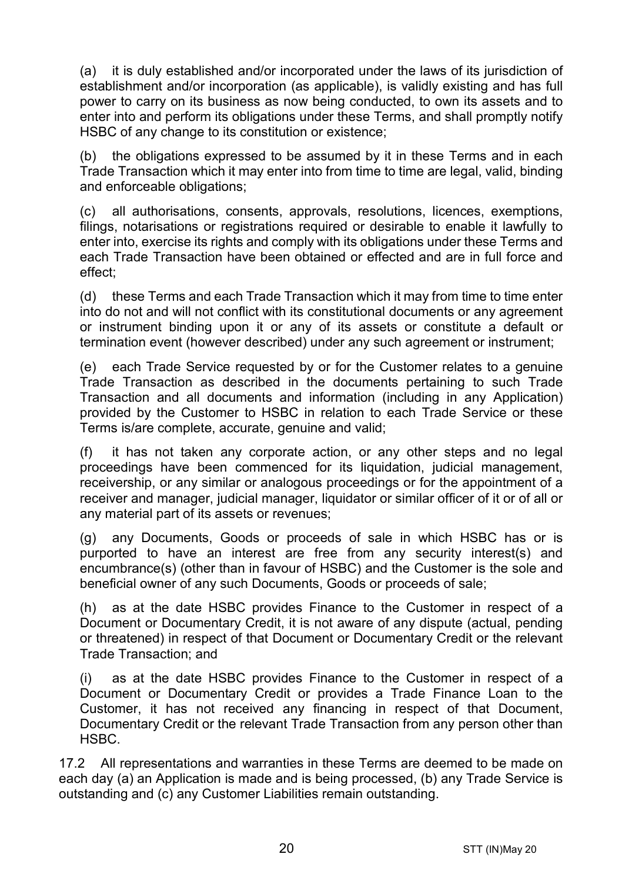(a) it is duly established and/or incorporated under the laws of its jurisdiction of establishment and/or incorporation (as applicable), is validly existing and has full power to carry on its business as now being conducted, to own its assets and to enter into and perform its obligations under these Terms, and shall promptly notify HSBC of any change to its constitution or existence;

(b) the obligations expressed to be assumed by it in these Terms and in each Trade Transaction which it may enter into from time to time are legal, valid, binding and enforceable obligations;

(c) all authorisations, consents, approvals, resolutions, licences, exemptions, filings, notarisations or registrations required or desirable to enable it lawfully to enter into, exercise its rights and comply with its obligations under these Terms and each Trade Transaction have been obtained or effected and are in full force and effect;

(d) these Terms and each Trade Transaction which it may from time to time enter into do not and will not conflict with its constitutional documents or any agreement or instrument binding upon it or any of its assets or constitute a default or termination event (however described) under any such agreement or instrument;

(e) each Trade Service requested by or for the Customer relates to a genuine Trade Transaction as described in the documents pertaining to such Trade Transaction and all documents and information (including in any Application) provided by the Customer to HSBC in relation to each Trade Service or these Terms is/are complete, accurate, genuine and valid;

(f) it has not taken any corporate action, or any other steps and no legal proceedings have been commenced for its liquidation, judicial management, receivership, or any similar or analogous proceedings or for the appointment of a receiver and manager, judicial manager, liquidator or similar officer of it or of all or any material part of its assets or revenues;

(g) any Documents, Goods or proceeds of sale in which HSBC has or is purported to have an interest are free from any security interest(s) and encumbrance(s) (other than in favour of HSBC) and the Customer is the sole and beneficial owner of any such Documents, Goods or proceeds of sale;

(h) as at the date HSBC provides Finance to the Customer in respect of a Document or Documentary Credit, it is not aware of any dispute (actual, pending or threatened) in respect of that Document or Documentary Credit or the relevant Trade Transaction; and

(i) as at the date HSBC provides Finance to the Customer in respect of a Document or Documentary Credit or provides a Trade Finance Loan to the Customer, it has not received any financing in respect of that Document, Documentary Credit or the relevant Trade Transaction from any person other than HSBC.

17.2 All representations and warranties in these Terms are deemed to be made on each day (a) an Application is made and is being processed, (b) any Trade Service is outstanding and (c) any Customer Liabilities remain outstanding.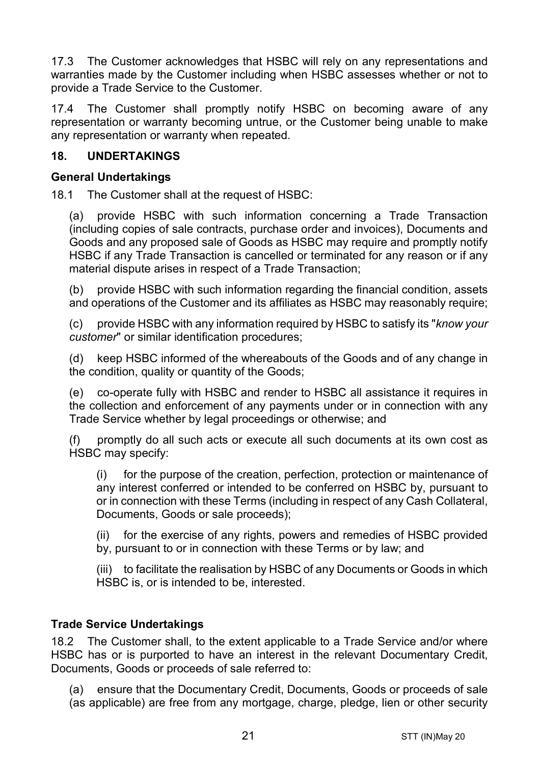17.3 The Customer acknowledges that HSBC will rely on any representations and warranties made by the Customer including when HSBC assesses whether or not to provide a Trade Service to the Customer.

17.4 The Customer shall promptly notify HSBC on becoming aware of any representation or warranty becoming untrue, or the Customer being unable to make any representation or warranty when repeated.

## 18. UNDERTAKINGS

### General Undertakings

18.1 The Customer shall at the request of HSBC:

(a) provide HSBC with such information concerning a Trade Transaction (including copies of sale contracts, purchase order and invoices), Documents and Goods and any proposed sale of Goods as HSBC may require and promptly notify HSBC if any Trade Transaction is cancelled or terminated for any reason or if any material dispute arises in respect of a Trade Transaction;

(b) provide HSBC with such information regarding the financial condition, assets and operations of the Customer and its affiliates as HSBC may reasonably require;

(c) provide HSBC with any information required by HSBC to satisfy its "*know your customer*" or similar identification procedures;

(d) keep HSBC informed of the whereabouts of the Goods and of any change in the condition, quality or quantity of the Goods;

(e) co-operate fully with HSBC and render to HSBC all assistance it requires in the collection and enforcement of any payments under or in connection with any Trade Service whether by legal proceedings or otherwise; and

(f) promptly do all such acts or execute all such documents at its own cost as HSBC may specify:

(i) for the purpose of the creation, perfection, protection or maintenance of any interest conferred or intended to be conferred on HSBC by, pursuant to or in connection with these Terms (including in respect of any Cash Collateral, Documents, Goods or sale proceeds);

(ii) for the exercise of any rights, powers and remedies of HSBC provided by, pursuant to or in connection with these Terms or by law; and

(iii) to facilitate the realisation by HSBC of any Documents or Goods in which HSBC is, or is intended to be, interested.

### Trade Service Undertakings

18.2 The Customer shall, to the extent applicable to a Trade Service and/or where HSBC has or is purported to have an interest in the relevant Documentary Credit, Documents, Goods or proceeds of sale referred to:

(a) ensure that the Documentary Credit, Documents, Goods or proceeds of sale (as applicable) are free from any mortgage, charge, pledge, lien or other security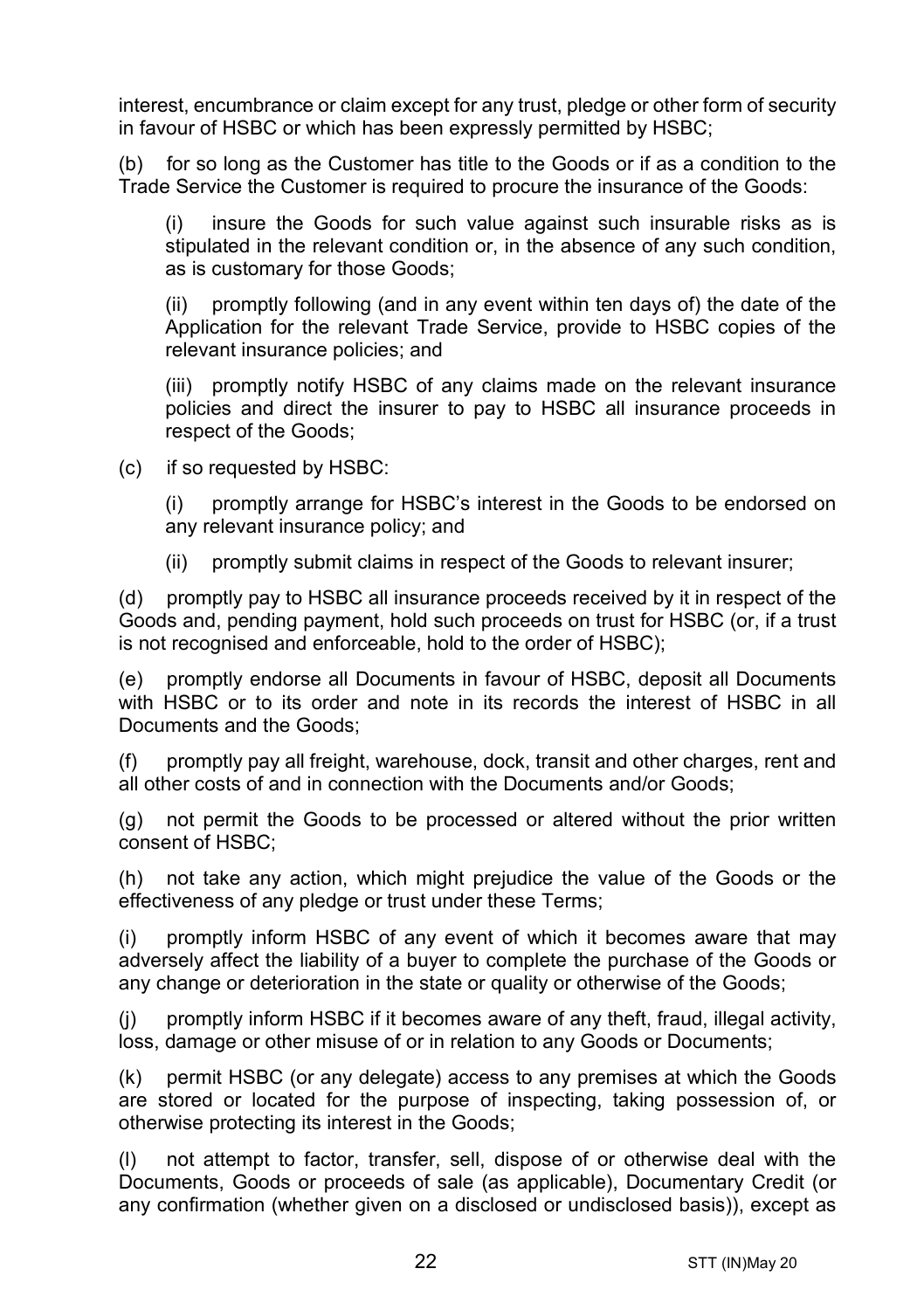interest, encumbrance or claim except for any trust, pledge or other form of security in favour of HSBC or which has been expressly permitted by HSBC;

(b) for so long as the Customer has title to the Goods or if as a condition to the Trade Service the Customer is required to procure the insurance of the Goods:

(i) insure the Goods for such value against such insurable risks as is stipulated in the relevant condition or, in the absence of any such condition, as is customary for those Goods;

(ii) promptly following (and in any event within ten days of) the date of the Application for the relevant Trade Service, provide to HSBC copies of the relevant insurance policies; and

(iii) promptly notify HSBC of any claims made on the relevant insurance policies and direct the insurer to pay to HSBC all insurance proceeds in respect of the Goods;

(c) if so requested by HSBC:

(i) promptly arrange for HSBC's interest in the Goods to be endorsed on any relevant insurance policy; and

(ii) promptly submit claims in respect of the Goods to relevant insurer;

(d) promptly pay to HSBC all insurance proceeds received by it in respect of the Goods and, pending payment, hold such proceeds on trust for HSBC (or, if a trust is not recognised and enforceable, hold to the order of HSBC);

(e) promptly endorse all Documents in favour of HSBC, deposit all Documents with HSBC or to its order and note in its records the interest of HSBC in all Documents and the Goods;

(f) promptly pay all freight, warehouse, dock, transit and other charges, rent and all other costs of and in connection with the Documents and/or Goods;

(g) not permit the Goods to be processed or altered without the prior written consent of HSBC;

(h) not take any action, which might prejudice the value of the Goods or the effectiveness of any pledge or trust under these Terms;

(i) promptly inform HSBC of any event of which it becomes aware that may adversely affect the liability of a buyer to complete the purchase of the Goods or any change or deterioration in the state or quality or otherwise of the Goods;

(j) promptly inform HSBC if it becomes aware of any theft, fraud, illegal activity, loss, damage or other misuse of or in relation to any Goods or Documents;

(k) permit HSBC (or any delegate) access to any premises at which the Goods are stored or located for the purpose of inspecting, taking possession of, or otherwise protecting its interest in the Goods;

(l) not attempt to factor, transfer, sell, dispose of or otherwise deal with the Documents, Goods or proceeds of sale (as applicable), Documentary Credit (or any confirmation (whether given on a disclosed or undisclosed basis)), except as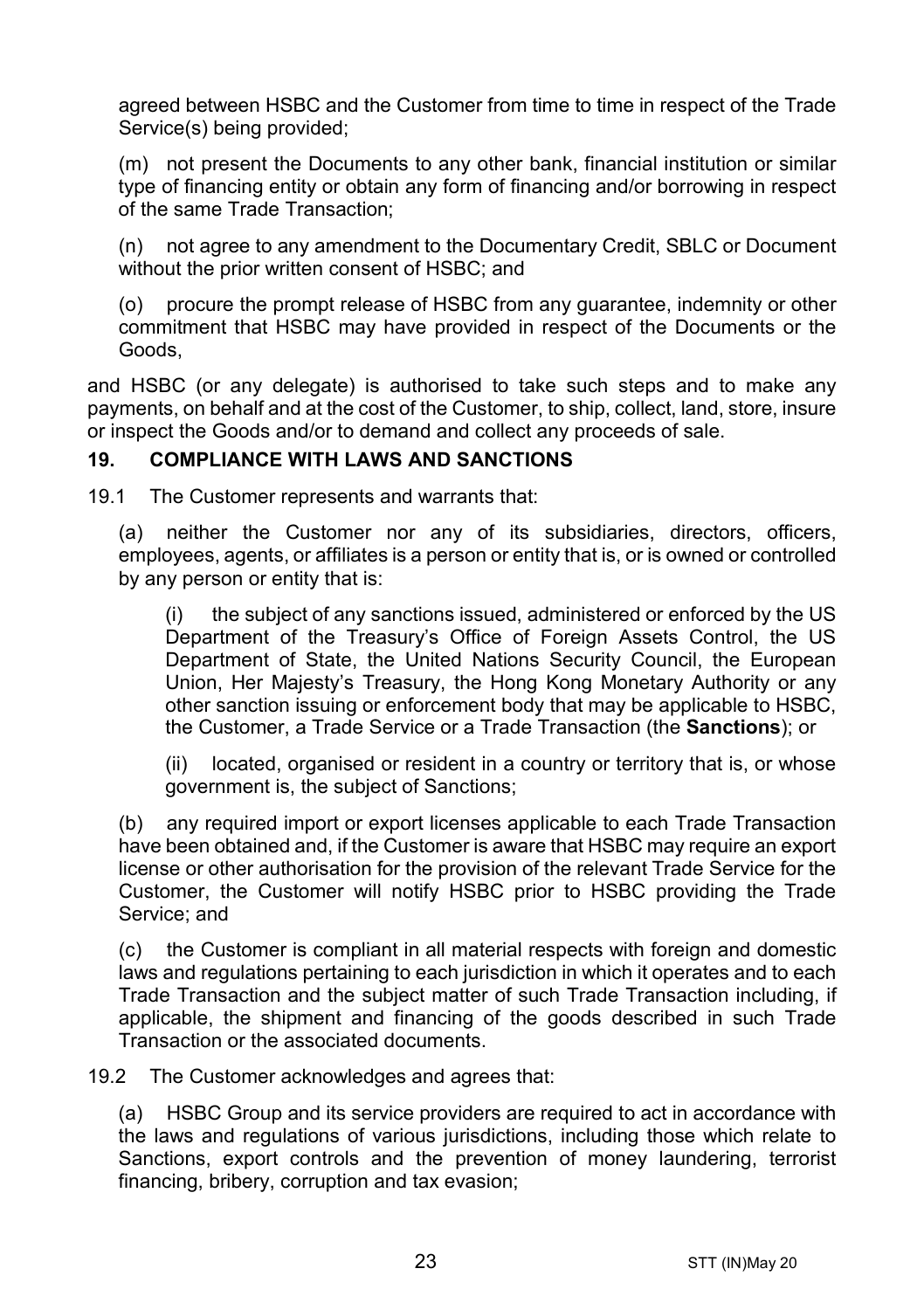agreed between HSBC and the Customer from time to time in respect of the Trade Service(s) being provided;

(m) not present the Documents to any other bank, financial institution or similar type of financing entity or obtain any form of financing and/or borrowing in respect of the same Trade Transaction;

(n) not agree to any amendment to the Documentary Credit, SBLC or Document without the prior written consent of HSBC; and

(o) procure the prompt release of HSBC from any guarantee, indemnity or other commitment that HSBC may have provided in respect of the Documents or the Goods,

and HSBC (or any delegate) is authorised to take such steps and to make any payments, on behalf and at the cost of the Customer, to ship, collect, land, store, insure or inspect the Goods and/or to demand and collect any proceeds of sale.

## 19. COMPLIANCE WITH LAWS AND SANCTIONS

19.1 The Customer represents and warrants that:

(a) neither the Customer nor any of its subsidiaries, directors, officers, employees, agents, or affiliates is a person or entity that is, or is owned or controlled by any person or entity that is:

(i) the subject of any sanctions issued, administered or enforced by the US Department of the Treasury's Office of Foreign Assets Control, the US Department of State, the United Nations Security Council, the European Union, Her Majesty's Treasury, the Hong Kong Monetary Authority or any other sanction issuing or enforcement body that may be applicable to HSBC, the Customer, a Trade Service or a Trade Transaction (the **Sanctions**); or

(ii) located, organised or resident in a country or territory that is, or whose government is, the subject of Sanctions;

(b) any required import or export licenses applicable to each Trade Transaction have been obtained and, if the Customer is aware that HSBC may require an export license or other authorisation for the provision of the relevant Trade Service for the Customer, the Customer will notify HSBC prior to HSBC providing the Trade Service; and

(c) the Customer is compliant in all material respects with foreign and domestic laws and regulations pertaining to each jurisdiction in which it operates and to each Trade Transaction and the subject matter of such Trade Transaction including, if applicable, the shipment and financing of the goods described in such Trade Transaction or the associated documents.

19.2 The Customer acknowledges and agrees that:

(a) HSBC Group and its service providers are required to act in accordance with the laws and regulations of various jurisdictions, including those which relate to Sanctions, export controls and the prevention of money laundering, terrorist financing, bribery, corruption and tax evasion;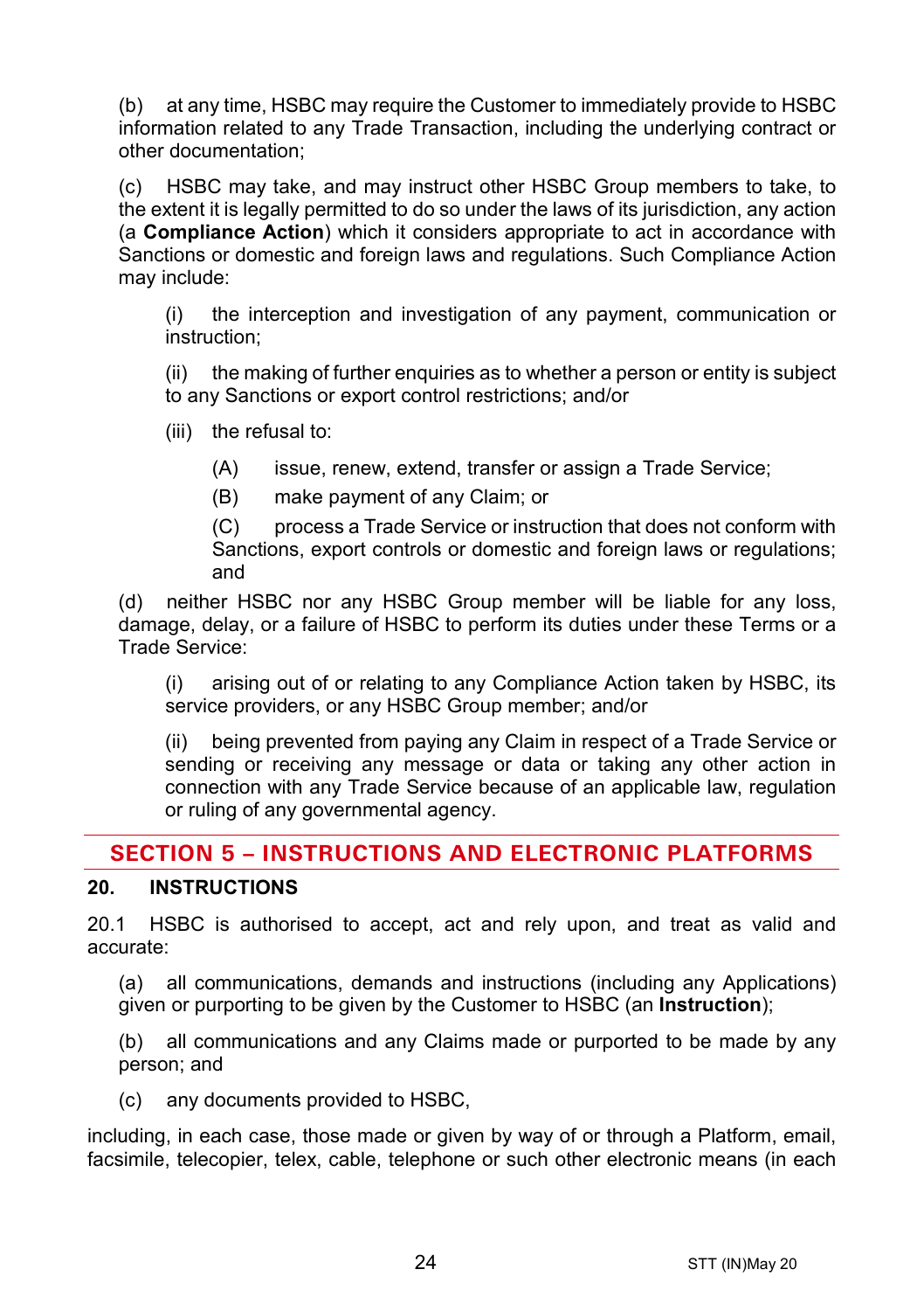(b) at any time, HSBC may require the Customer to immediately provide to HSBC information related to any Trade Transaction, including the underlying contract or other documentation;

(c) HSBC may take, and may instruct other HSBC Group members to take, to the extent it is legally permitted to do so under the laws of its jurisdiction, any action (a **Compliance Action**) which it considers appropriate to act in accordance with Sanctions or domestic and foreign laws and regulations. Such Compliance Action may include:

(i) the interception and investigation of any payment, communication or instruction;

(ii) the making of further enquiries as to whether a person or entity is subject to any Sanctions or export control restrictions; and/or

(iii) the refusal to:

(A) issue, renew, extend, transfer or assign a Trade Service;

(B) make payment of any Claim; or

(C) process a Trade Service or instruction that does not conform with Sanctions, export controls or domestic and foreign laws or regulations; and

(d) neither HSBC nor any HSBC Group member will be liable for any loss, damage, delay, or a failure of HSBC to perform its duties under these Terms or a Trade Service:

(i) arising out of or relating to any Compliance Action taken by HSBC, its service providers, or any HSBC Group member; and/or

(ii) being prevented from paying any Claim in respect of a Trade Service or sending or receiving any message or data or taking any other action in connection with any Trade Service because of an applicable law, regulation or ruling of any governmental agency.

## SECTION 5 – INSTRUCTIONS AND ELECTRONIC PLATFORMS

### 20. INSTRUCTIONS

20.1 HSBC is authorised to accept, act and rely upon, and treat as valid and accurate:

(a) all communications, demands and instructions (including any Applications) given or purporting to be given by the Customer to HSBC (an **Instruction**);

(b) all communications and any Claims made or purported to be made by any person; and

(c) any documents provided to HSBC,

including, in each case, those made or given by way of or through a Platform, email, facsimile, telecopier, telex, cable, telephone or such other electronic means (in each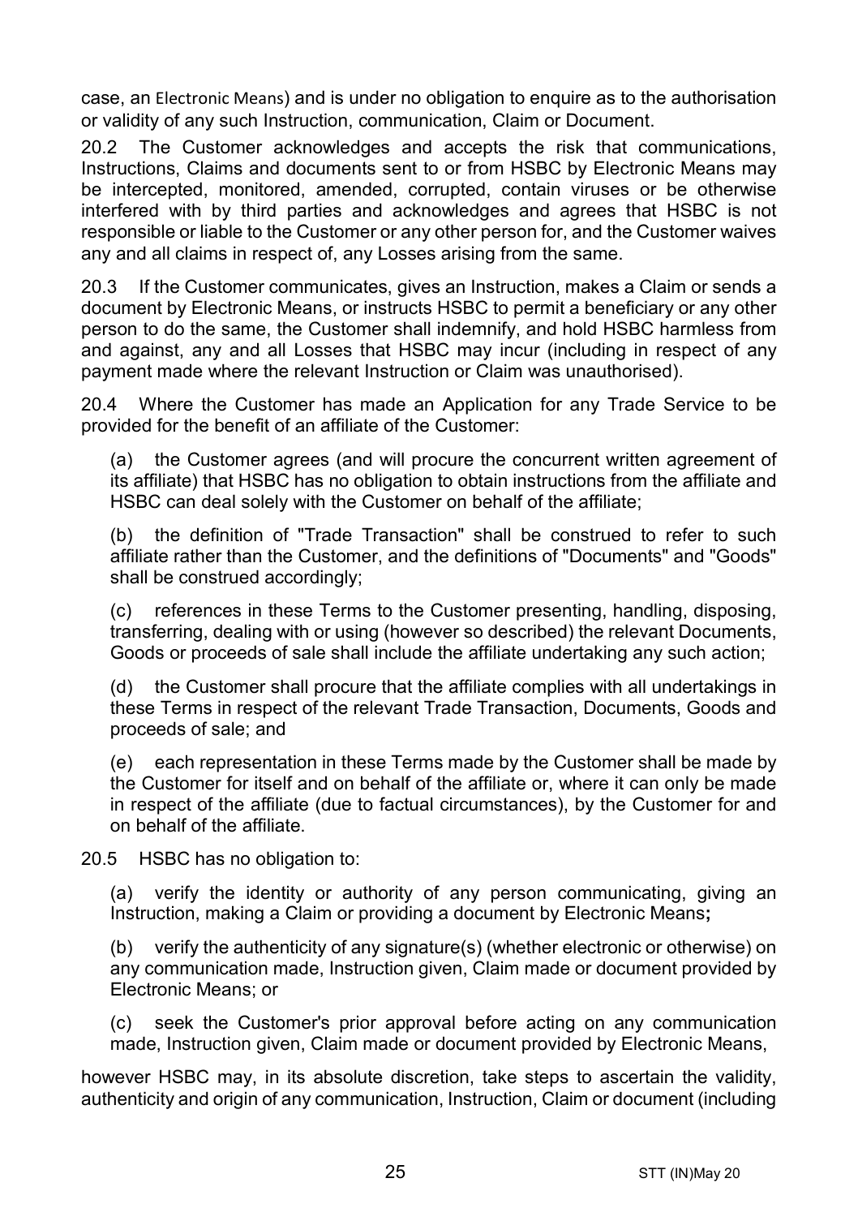case, an Electronic Means) and is under no obligation to enquire as to the authorisation or validity of any such Instruction, communication, Claim or Document.

20.2 The Customer acknowledges and accepts the risk that communications, Instructions, Claims and documents sent to or from HSBC by Electronic Means may be intercepted, monitored, amended, corrupted, contain viruses or be otherwise interfered with by third parties and acknowledges and agrees that HSBC is not responsible or liable to the Customer or any other person for, and the Customer waives any and all claims in respect of, any Losses arising from the same.

20.3 If the Customer communicates, gives an Instruction, makes a Claim or sends a document by Electronic Means, or instructs HSBC to permit a beneficiary or any other person to do the same, the Customer shall indemnify, and hold HSBC harmless from and against, any and all Losses that HSBC may incur (including in respect of any payment made where the relevant Instruction or Claim was unauthorised).

20.4 Where the Customer has made an Application for any Trade Service to be provided for the benefit of an affiliate of the Customer:

(a) the Customer agrees (and will procure the concurrent written agreement of its affiliate) that HSBC has no obligation to obtain instructions from the affiliate and HSBC can deal solely with the Customer on behalf of the affiliate;

(b) the definition of "Trade Transaction" shall be construed to refer to such affiliate rather than the Customer, and the definitions of "Documents" and "Goods" shall be construed accordingly;

(c) references in these Terms to the Customer presenting, handling, disposing, transferring, dealing with or using (however so described) the relevant Documents, Goods or proceeds of sale shall include the affiliate undertaking any such action;

(d) the Customer shall procure that the affiliate complies with all undertakings in these Terms in respect of the relevant Trade Transaction, Documents, Goods and proceeds of sale; and

(e) each representation in these Terms made by the Customer shall be made by the Customer for itself and on behalf of the affiliate or, where it can only be made in respect of the affiliate (due to factual circumstances), by the Customer for and on behalf of the affiliate.

20.5 HSBC has no obligation to:

(a) verify the identity or authority of any person communicating, giving an Instruction, making a Claim or providing a document by Electronic Means**;**

(b) verify the authenticity of any signature(s) (whether electronic or otherwise) on any communication made, Instruction given, Claim made or document provided by Electronic Means; or

(c) seek the Customer's prior approval before acting on any communication made, Instruction given, Claim made or document provided by Electronic Means,

however HSBC may, in its absolute discretion, take steps to ascertain the validity, authenticity and origin of any communication, Instruction, Claim or document (including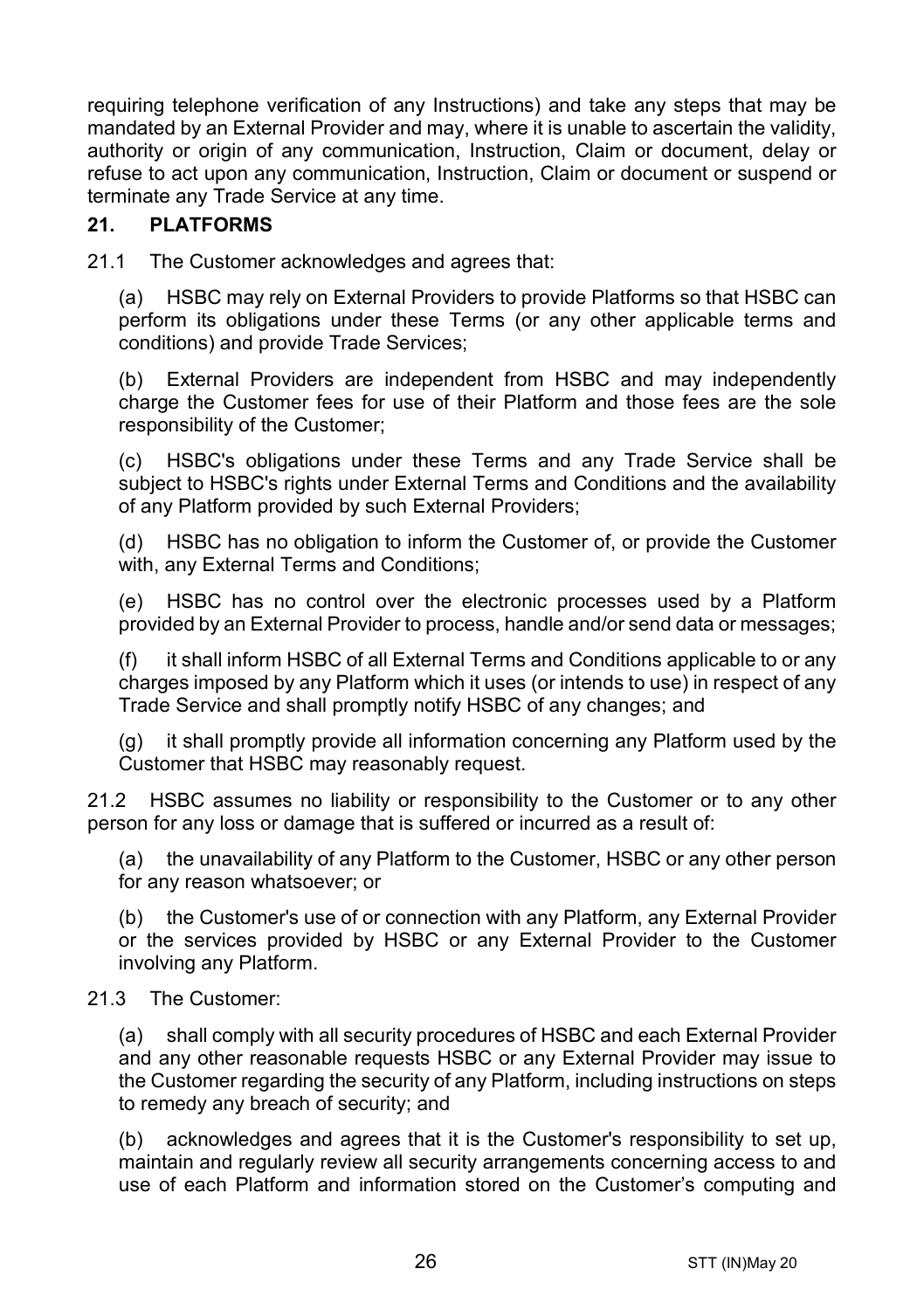requiring telephone verification of any Instructions) and take any steps that may be mandated by an External Provider and may, where it is unable to ascertain the validity, authority or origin of any communication, Instruction, Claim or document, delay or refuse to act upon any communication, Instruction, Claim or document or suspend or terminate any Trade Service at any time.

## 21. PLATFORMS

21.1 The Customer acknowledges and agrees that:

(a) HSBC may rely on External Providers to provide Platforms so that HSBC can perform its obligations under these Terms (or any other applicable terms and conditions) and provide Trade Services;

(b) External Providers are independent from HSBC and may independently charge the Customer fees for use of their Platform and those fees are the sole responsibility of the Customer;

(c) HSBC's obligations under these Terms and any Trade Service shall be subject to HSBC's rights under External Terms and Conditions and the availability of any Platform provided by such External Providers;

(d) HSBC has no obligation to inform the Customer of, or provide the Customer with, any External Terms and Conditions;

(e) HSBC has no control over the electronic processes used by a Platform provided by an External Provider to process, handle and/or send data or messages;

(f) it shall inform HSBC of all External Terms and Conditions applicable to or any charges imposed by any Platform which it uses (or intends to use) in respect of any Trade Service and shall promptly notify HSBC of any changes; and

(g) it shall promptly provide all information concerning any Platform used by the Customer that HSBC may reasonably request.

21.2 HSBC assumes no liability or responsibility to the Customer or to any other person for any loss or damage that is suffered or incurred as a result of:

(a) the unavailability of any Platform to the Customer, HSBC or any other person for any reason whatsoever; or

(b) the Customer's use of or connection with any Platform, any External Provider or the services provided by HSBC or any External Provider to the Customer involving any Platform.

21.3 The Customer:

(a) shall comply with all security procedures of HSBC and each External Provider and any other reasonable requests HSBC or any External Provider may issue to the Customer regarding the security of any Platform, including instructions on steps to remedy any breach of security; and

(b) acknowledges and agrees that it is the Customer's responsibility to set up, maintain and regularly review all security arrangements concerning access to and use of each Platform and information stored on the Customer's computing and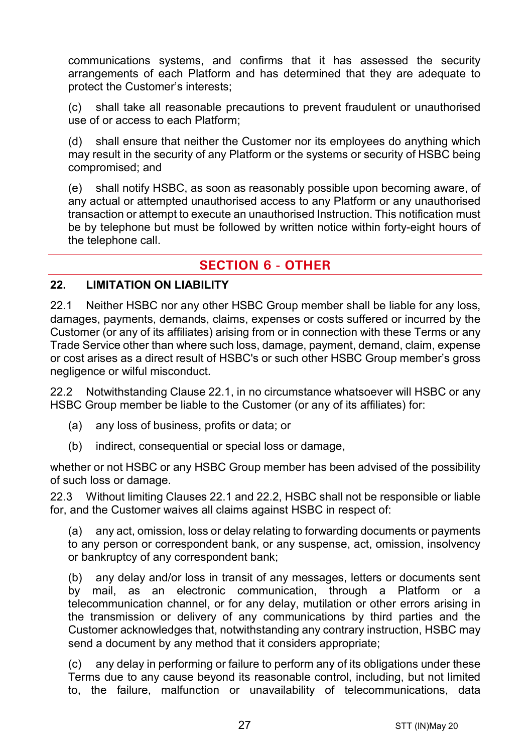communications systems, and confirms that it has assessed the security arrangements of each Platform and has determined that they are adequate to protect the Customer's interests;

(c) shall take all reasonable precautions to prevent fraudulent or unauthorised use of or access to each Platform;

(d) shall ensure that neither the Customer nor its employees do anything which may result in the security of any Platform or the systems or security of HSBC being compromised; and

(e) shall notify HSBC, as soon as reasonably possible upon becoming aware, of any actual or attempted unauthorised access to any Platform or any unauthorised transaction or attempt to execute an unauthorised Instruction. This notification must be by telephone but must be followed by written notice within forty-eight hours of the telephone call.

## SECTION 6 - OTHER

### 22. LIMITATION ON LIABILITY

22.1 Neither HSBC nor any other HSBC Group member shall be liable for any loss, damages, payments, demands, claims, expenses or costs suffered or incurred by the Customer (or any of its affiliates) arising from or in connection with these Terms or any Trade Service other than where such loss, damage, payment, demand, claim, expense or cost arises as a direct result of HSBC's or such other HSBC Group member's gross negligence or wilful misconduct.

22.2 Notwithstanding Clause 22.1, in no circumstance whatsoever will HSBC or any HSBC Group member be liable to the Customer (or any of its affiliates) for:

(a) any loss of business, profits or data; or

(b) indirect, consequential or special loss or damage,

whether or not HSBC or any HSBC Group member has been advised of the possibility of such loss or damage.

22.3 Without limiting Clauses 22.1 and 22.2, HSBC shall not be responsible or liable for, and the Customer waives all claims against HSBC in respect of:

(a) any act, omission, loss or delay relating to forwarding documents or payments to any person or correspondent bank, or any suspense, act, omission, insolvency or bankruptcy of any correspondent bank;

(b) any delay and/or loss in transit of any messages, letters or documents sent by mail, as an electronic communication, through a Platform or a telecommunication channel, or for any delay, mutilation or other errors arising in the transmission or delivery of any communications by third parties and the Customer acknowledges that, notwithstanding any contrary instruction, HSBC may send a document by any method that it considers appropriate;

(c) any delay in performing or failure to perform any of its obligations under these Terms due to any cause beyond its reasonable control, including, but not limited to, the failure, malfunction or unavailability of telecommunications, data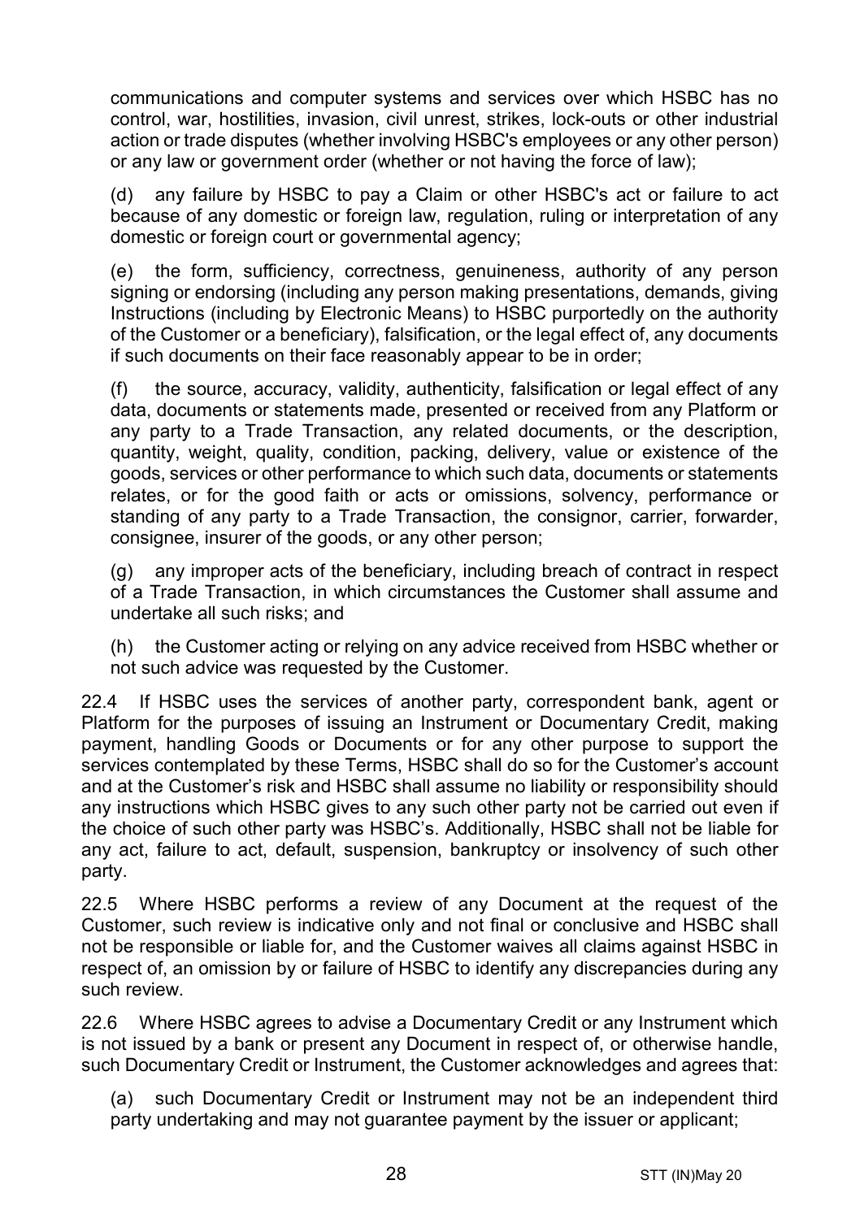communications and computer systems and services over which HSBC has no control, war, hostilities, invasion, civil unrest, strikes, lock-outs or other industrial action or trade disputes (whether involving HSBC's employees or any other person) or any law or government order (whether or not having the force of law);

(d) any failure by HSBC to pay a Claim or other HSBC's act or failure to act because of any domestic or foreign law, regulation, ruling or interpretation of any domestic or foreign court or governmental agency;

(e) the form, sufficiency, correctness, genuineness, authority of any person signing or endorsing (including any person making presentations, demands, giving Instructions (including by Electronic Means) to HSBC purportedly on the authority of the Customer or a beneficiary), falsification, or the legal effect of, any documents if such documents on their face reasonably appear to be in order;

(f) the source, accuracy, validity, authenticity, falsification or legal effect of any data, documents or statements made, presented or received from any Platform or any party to a Trade Transaction, any related documents, or the description, quantity, weight, quality, condition, packing, delivery, value or existence of the goods, services or other performance to which such data, documents or statements relates, or for the good faith or acts or omissions, solvency, performance or standing of any party to a Trade Transaction, the consignor, carrier, forwarder, consignee, insurer of the goods, or any other person;

(g) any improper acts of the beneficiary, including breach of contract in respect of a Trade Transaction, in which circumstances the Customer shall assume and undertake all such risks; and

(h) the Customer acting or relying on any advice received from HSBC whether or not such advice was requested by the Customer.

22.4 If HSBC uses the services of another party, correspondent bank, agent or Platform for the purposes of issuing an Instrument or Documentary Credit, making payment, handling Goods or Documents or for any other purpose to support the services contemplated by these Terms, HSBC shall do so for the Customer's account and at the Customer's risk and HSBC shall assume no liability or responsibility should any instructions which HSBC gives to any such other party not be carried out even if the choice of such other party was HSBC's. Additionally, HSBC shall not be liable for any act, failure to act, default, suspension, bankruptcy or insolvency of such other party.

22.5 Where HSBC performs a review of any Document at the request of the Customer, such review is indicative only and not final or conclusive and HSBC shall not be responsible or liable for, and the Customer waives all claims against HSBC in respect of, an omission by or failure of HSBC to identify any discrepancies during any such review.

22.6 Where HSBC agrees to advise a Documentary Credit or any Instrument which is not issued by a bank or present any Document in respect of, or otherwise handle, such Documentary Credit or Instrument, the Customer acknowledges and agrees that:

(a) such Documentary Credit or Instrument may not be an independent third party undertaking and may not guarantee payment by the issuer or applicant;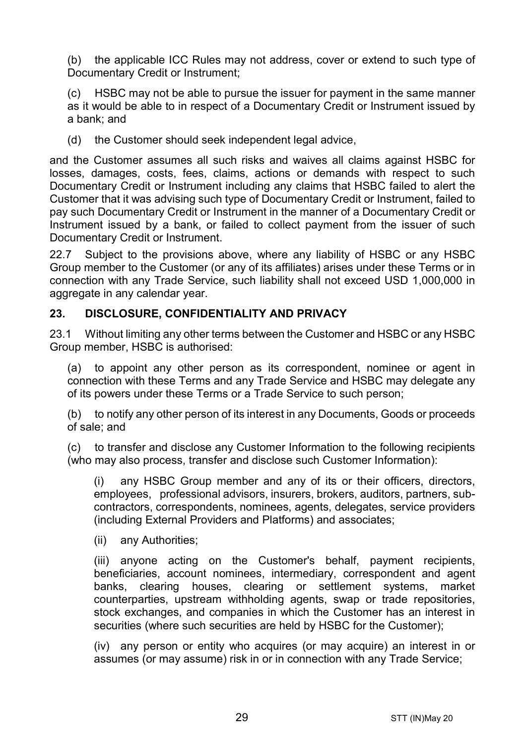(b) the applicable ICC Rules may not address, cover or extend to such type of Documentary Credit or Instrument;

(c) HSBC may not be able to pursue the issuer for payment in the same manner as it would be able to in respect of a Documentary Credit or Instrument issued by a bank; and

(d) the Customer should seek independent legal advice,

and the Customer assumes all such risks and waives all claims against HSBC for losses, damages, costs, fees, claims, actions or demands with respect to such Documentary Credit or Instrument including any claims that HSBC failed to alert the Customer that it was advising such type of Documentary Credit or Instrument, failed to pay such Documentary Credit or Instrument in the manner of a Documentary Credit or Instrument issued by a bank, or failed to collect payment from the issuer of such Documentary Credit or Instrument.

22.7 Subject to the provisions above, where any liability of HSBC or any HSBC Group member to the Customer (or any of its affiliates) arises under these Terms or in connection with any Trade Service, such liability shall not exceed USD 1,000,000 in aggregate in any calendar year.

## 23. DISCLOSURE, CONFIDENTIALITY AND PRIVACY

23.1 Without limiting any other terms between the Customer and HSBC or any HSBC Group member, HSBC is authorised:

(a) to appoint any other person as its correspondent, nominee or agent in connection with these Terms and any Trade Service and HSBC may delegate any of its powers under these Terms or a Trade Service to such person;

(b) to notify any other person of its interest in any Documents, Goods or proceeds of sale; and

(c) to transfer and disclose any Customer Information to the following recipients (who may also process, transfer and disclose such Customer Information):

(i) any HSBC Group member and any of its or their officers, directors, employees, professional advisors, insurers, brokers, auditors, partners, sub-contractors, correspondents, nominees, agents, delegates, service providers (including External Providers and Platforms) and associates;

(ii) any Authorities;

(iii) anyone acting on the Customer's behalf, payment recipients, beneficiaries, account nominees, intermediary, correspondent and agent banks, clearing houses, clearing or settlement systems, market counterparties, upstream withholding agents, swap or trade repositories, stock exchanges, and companies in which the Customer has an interest in securities (where such securities are held by HSBC for the Customer);

(iv) any person or entity who acquires (or may acquire) an interest in or assumes (or may assume) risk in or in connection with any Trade Service;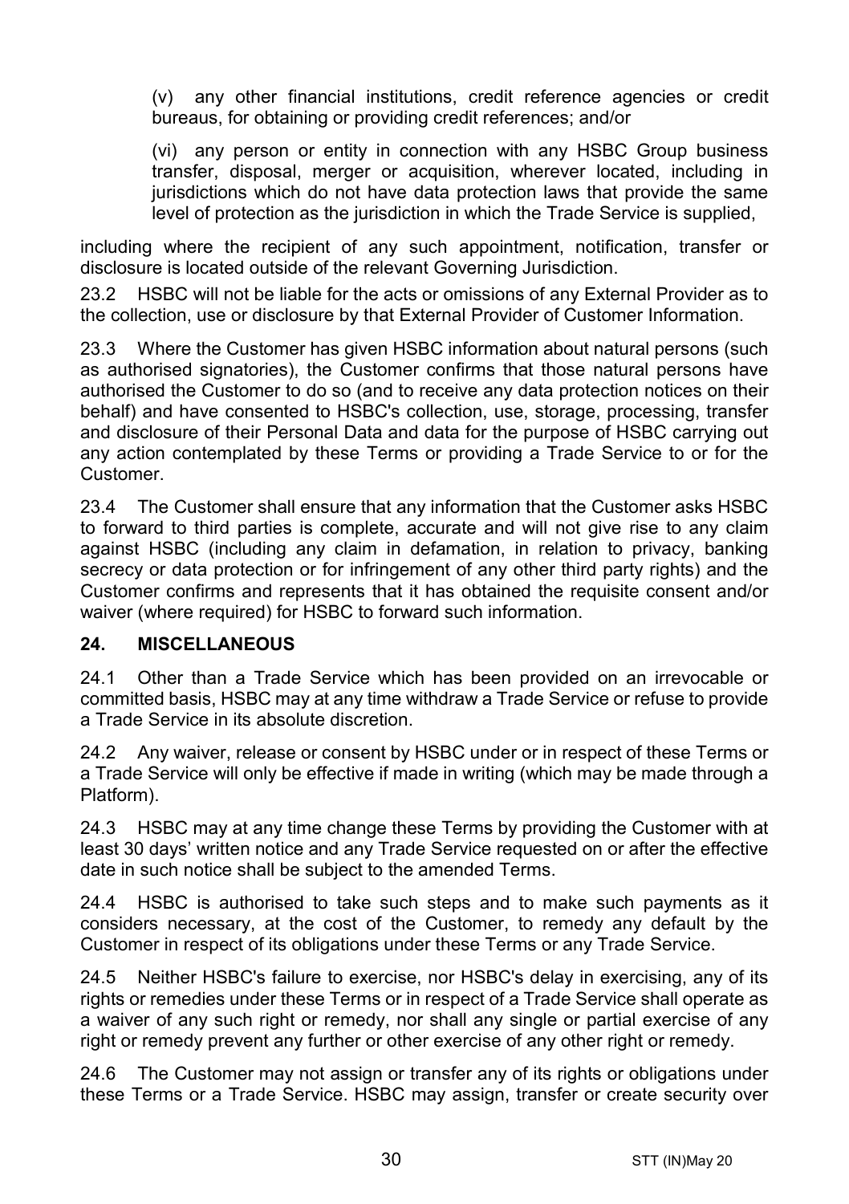(v) any other financial institutions, credit reference agencies or credit bureaus, for obtaining or providing credit references; and/or

(vi) any person or entity in connection with any HSBC Group business transfer, disposal, merger or acquisition, wherever located, including in jurisdictions which do not have data protection laws that provide the same level of protection as the jurisdiction in which the Trade Service is supplied,

including where the recipient of any such appointment, notification, transfer or disclosure is located outside of the relevant Governing Jurisdiction.

23.2 HSBC will not be liable for the acts or omissions of any External Provider as to the collection, use or disclosure by that External Provider of Customer Information.

23.3 Where the Customer has given HSBC information about natural persons (such as authorised signatories), the Customer confirms that those natural persons have authorised the Customer to do so (and to receive any data protection notices on their behalf) and have consented to HSBC's collection, use, storage, processing, transfer and disclosure of their Personal Data and data for the purpose of HSBC carrying out any action contemplated by these Terms or providing a Trade Service to or for the Customer.

23.4 The Customer shall ensure that any information that the Customer asks HSBC to forward to third parties is complete, accurate and will not give rise to any claim against HSBC (including any claim in defamation, in relation to privacy, banking secrecy or data protection or for infringement of any other third party rights) and the Customer confirms and represents that it has obtained the requisite consent and/or waiver (where required) for HSBC to forward such information.

## 24. MISCELLANEOUS

24.1 Other than a Trade Service which has been provided on an irrevocable or committed basis, HSBC may at any time withdraw a Trade Service or refuse to provide a Trade Service in its absolute discretion.

24.2 Any waiver, release or consent by HSBC under or in respect of these Terms or a Trade Service will only be effective if made in writing (which may be made through a Platform).

24.3 HSBC may at any time change these Terms by providing the Customer with at least 30 days' written notice and any Trade Service requested on or after the effective date in such notice shall be subject to the amended Terms.

24.4 HSBC is authorised to take such steps and to make such payments as it considers necessary, at the cost of the Customer, to remedy any default by the Customer in respect of its obligations under these Terms or any Trade Service.

24.5 Neither HSBC's failure to exercise, nor HSBC's delay in exercising, any of its rights or remedies under these Terms or in respect of a Trade Service shall operate as a waiver of any such right or remedy, nor shall any single or partial exercise of any right or remedy prevent any further or other exercise of any other right or remedy.

24.6 The Customer may not assign or transfer any of its rights or obligations under these Terms or a Trade Service. HSBC may assign, transfer or create security over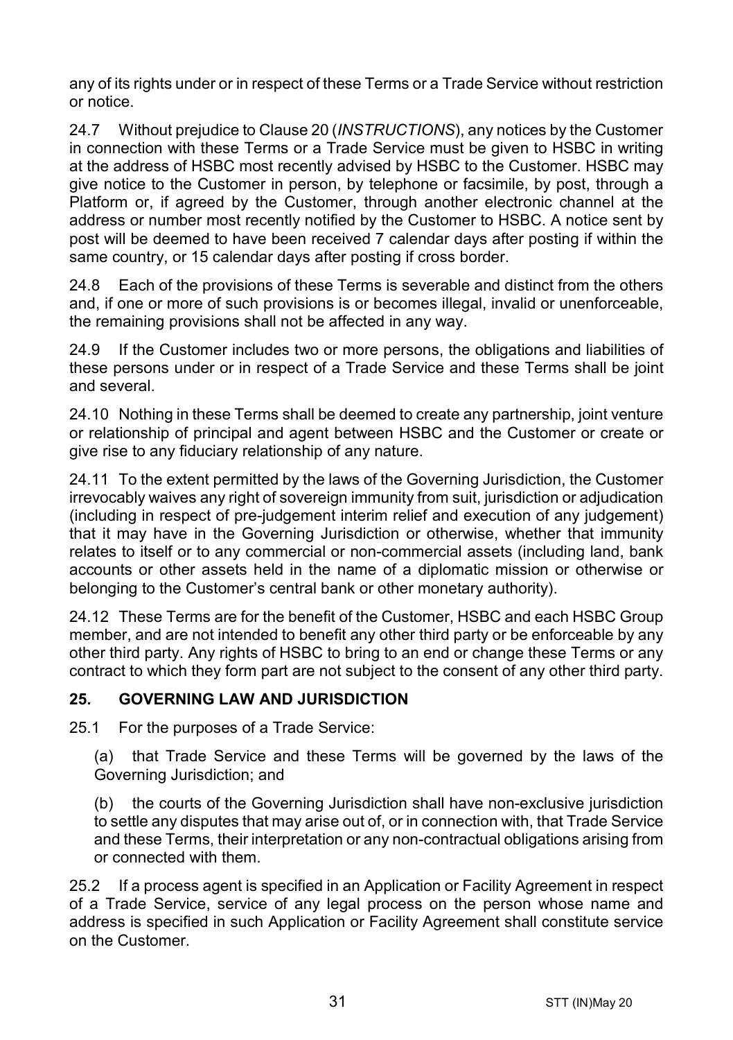any of its rights under or in respect of these Terms or a Trade Service without restriction or notice.

24.7 Without prejudice to Clause 20 (*INSTRUCTIONS*), any notices by the Customer in connection with these Terms or a Trade Service must be given to HSBC in writing at the address of HSBC most recently advised by HSBC to the Customer. HSBC may give notice to the Customer in person, by telephone or facsimile, by post, through a Platform or, if agreed by the Customer, through another electronic channel at the address or number most recently notified by the Customer to HSBC. A notice sent by post will be deemed to have been received 7 calendar days after posting if within the same country, or 15 calendar days after posting if cross border.

24.8 Each of the provisions of these Terms is severable and distinct from the others and, if one or more of such provisions is or becomes illegal, invalid or unenforceable, the remaining provisions shall not be affected in any way.

24.9 If the Customer includes two or more persons, the obligations and liabilities of these persons under or in respect of a Trade Service and these Terms shall be joint and several.

24.10 Nothing in these Terms shall be deemed to create any partnership, joint venture or relationship of principal and agent between HSBC and the Customer or create or give rise to any fiduciary relationship of any nature.

24.11 To the extent permitted by the laws of the Governing Jurisdiction, the Customer irrevocably waives any right of sovereign immunity from suit, jurisdiction or adjudication (including in respect of pre-judgement interim relief and execution of any judgement) that it may have in the Governing Jurisdiction or otherwise, whether that immunity relates to itself or to any commercial or non-commercial assets (including land, bank accounts or other assets held in the name of a diplomatic mission or otherwise or belonging to the Customer's central bank or other monetary authority).

24.12 These Terms are for the benefit of the Customer, HSBC and each HSBC Group member, and are not intended to benefit any other third party or be enforceable by any other third party. Any rights of HSBC to bring to an end or change these Terms or any contract to which they form part are not subject to the consent of any other third party.

## 25. GOVERNING LAW AND JURISDICTION

25.1 For the purposes of a Trade Service:

(a) that Trade Service and these Terms will be governed by the laws of the Governing Jurisdiction; and

(b) the courts of the Governing Jurisdiction shall have non-exclusive jurisdiction to settle any disputes that may arise out of, or in connection with, that Trade Service and these Terms, their interpretation or any non-contractual obligations arising from or connected with them.

25.2 If a process agent is specified in an Application or Facility Agreement in respect of a Trade Service, service of any legal process on the person whose name and address is specified in such Application or Facility Agreement shall constitute service on the Customer.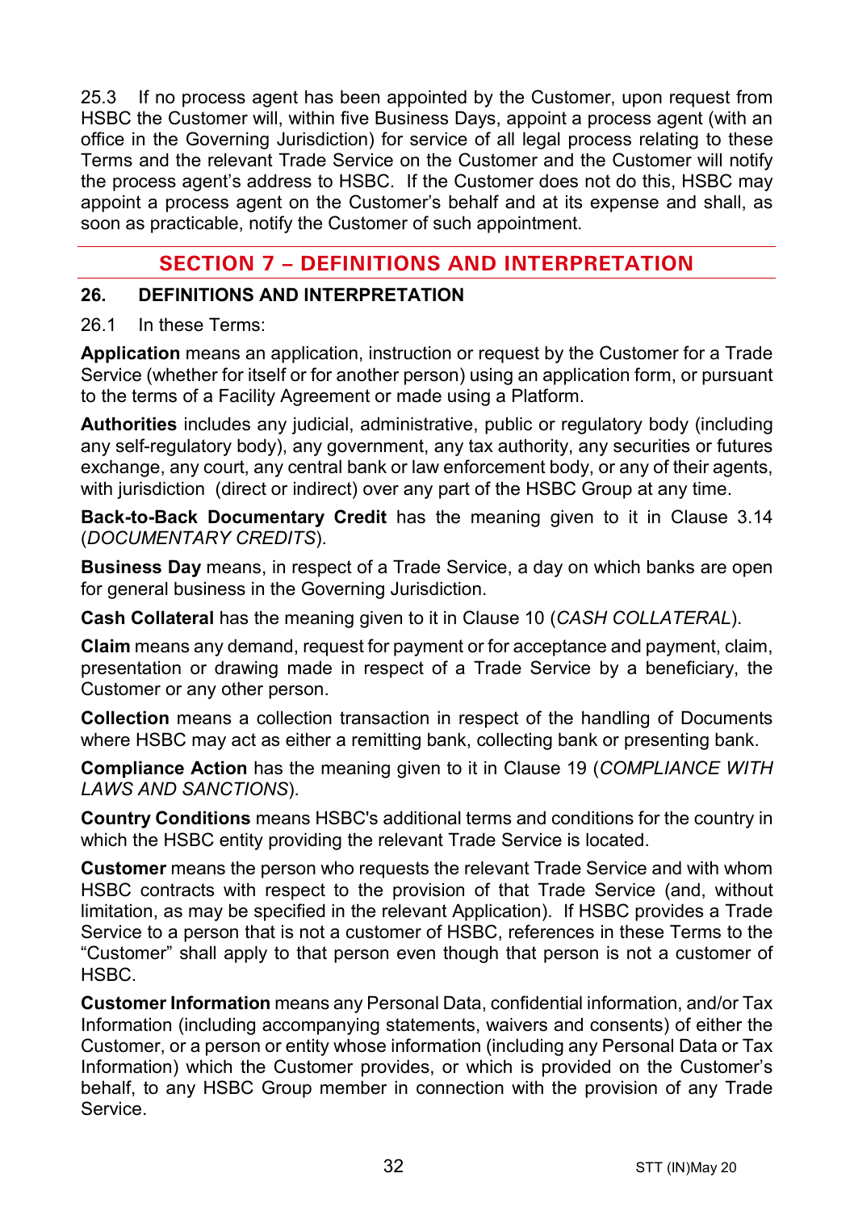25.3 If no process agent has been appointed by the Customer, upon request from HSBC the Customer will, within five Business Days, appoint a process agent (with an office in the Governing Jurisdiction) for service of all legal process relating to these Terms and the relevant Trade Service on the Customer and the Customer will notify the process agent's address to HSBC. If the Customer does not do this, HSBC may appoint a process agent on the Customer's behalf and at its expense and shall, as soon as practicable, notify the Customer of such appointment.

## SECTION 7 – DEFINITIONS AND INTERPRETATION

### 26. DEFINITIONS AND INTERPRETATION

26.1 In these Terms:

**Application** means an application, instruction or request by the Customer for a Trade Service (whether for itself or for another person) using an application form, or pursuant to the terms of a Facility Agreement or made using a Platform.

**Authorities** includes any judicial, administrative, public or regulatory body (including any self-regulatory body), any government, any tax authority, any securities or futures exchange, any court, any central bank or law enforcement body, or any of their agents, with jurisdiction (direct or indirect) over any part of the HSBC Group at any time.

**Back-to-Back Documentary Credit** has the meaning given to it in Clause 3.14 (*DOCUMENTARY CREDITS*).

**Business Day** means, in respect of a Trade Service, a day on which banks are open for general business in the Governing Jurisdiction.

**Cash Collateral** has the meaning given to it in Clause 10 (*CASH COLLATERAL*).

**Claim** means any demand, request for payment or for acceptance and payment, claim, presentation or drawing made in respect of a Trade Service by a beneficiary, the Customer or any other person.

**Collection** means a collection transaction in respect of the handling of Documents where HSBC may act as either a remitting bank, collecting bank or presenting bank.

**Compliance Action** has the meaning given to it in Clause 19 (*COMPLIANCE WITH LAWS AND SANCTIONS*).

**Country Conditions** means HSBC's additional terms and conditions for the country in which the HSBC entity providing the relevant Trade Service is located.

**Customer** means the person who requests the relevant Trade Service and with whom HSBC contracts with respect to the provision of that Trade Service (and, without limitation, as may be specified in the relevant Application). If HSBC provides a Trade Service to a person that is not a customer of HSBC, references in these Terms to the "Customer" shall apply to that person even though that person is not a customer of HSBC.

**Customer Information** means any Personal Data, confidential information, and/or Tax Information (including accompanying statements, waivers and consents) of either the Customer, or a person or entity whose information (including any Personal Data or Tax Information) which the Customer provides, or which is provided on the Customer's behalf, to any HSBC Group member in connection with the provision of any Trade Service.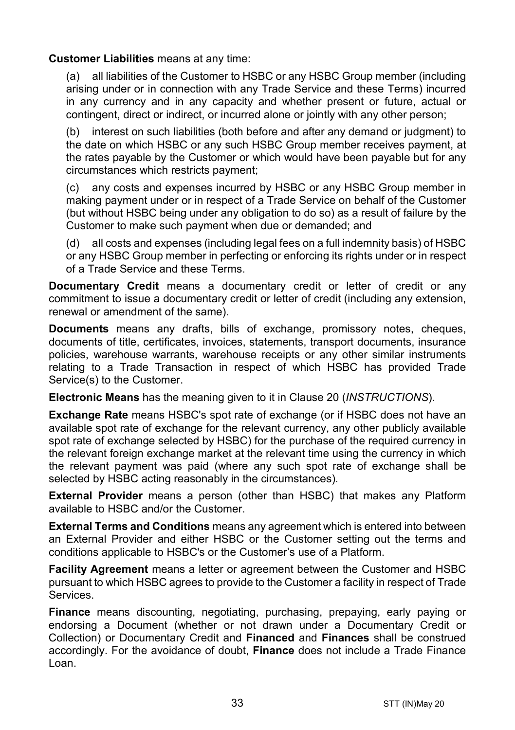**Customer Liabilities** means at any time:

(a) all liabilities of the Customer to HSBC or any HSBC Group member (including arising under or in connection with any Trade Service and these Terms) incurred in any currency and in any capacity and whether present or future, actual or contingent, direct or indirect, or incurred alone or jointly with any other person;

(b) interest on such liabilities (both before and after any demand or judgment) to the date on which HSBC or any such HSBC Group member receives payment, at the rates payable by the Customer or which would have been payable but for any circumstances which restricts payment;

(c) any costs and expenses incurred by HSBC or any HSBC Group member in making payment under or in respect of a Trade Service on behalf of the Customer (but without HSBC being under any obligation to do so) as a result of failure by the Customer to make such payment when due or demanded; and

(d) all costs and expenses (including legal fees on a full indemnity basis) of HSBC or any HSBC Group member in perfecting or enforcing its rights under or in respect of a Trade Service and these Terms.

**Documentary Credit** means a documentary credit or letter of credit or any commitment to issue a documentary credit or letter of credit (including any extension, renewal or amendment of the same).

**Documents** means any drafts, bills of exchange, promissory notes, cheques, documents of title, certificates, invoices, statements, transport documents, insurance policies, warehouse warrants, warehouse receipts or any other similar instruments relating to a Trade Transaction in respect of which HSBC has provided Trade Service(s) to the Customer.

**Electronic Means** has the meaning given to it in Clause 20 (*INSTRUCTIONS*).

**Exchange Rate** means HSBC's spot rate of exchange (or if HSBC does not have an available spot rate of exchange for the relevant currency, any other publicly available spot rate of exchange selected by HSBC) for the purchase of the required currency in the relevant foreign exchange market at the relevant time using the currency in which the relevant payment was paid (where any such spot rate of exchange shall be selected by HSBC acting reasonably in the circumstances).

**External Provider** means a person (other than HSBC) that makes any Platform available to HSBC and/or the Customer.

**External Terms and Conditions** means any agreement which is entered into between an External Provider and either HSBC or the Customer setting out the terms and conditions applicable to HSBC's or the Customer's use of a Platform.

**Facility Agreement** means a letter or agreement between the Customer and HSBC pursuant to which HSBC agrees to provide to the Customer a facility in respect of Trade Services.

**Finance** means discounting, negotiating, purchasing, prepaying, early paying or endorsing a Document (whether or not drawn under a Documentary Credit or Collection) or Documentary Credit and **Financed** and **Finances** shall be construed accordingly. For the avoidance of doubt, **Finance** does not include a Trade Finance Loan.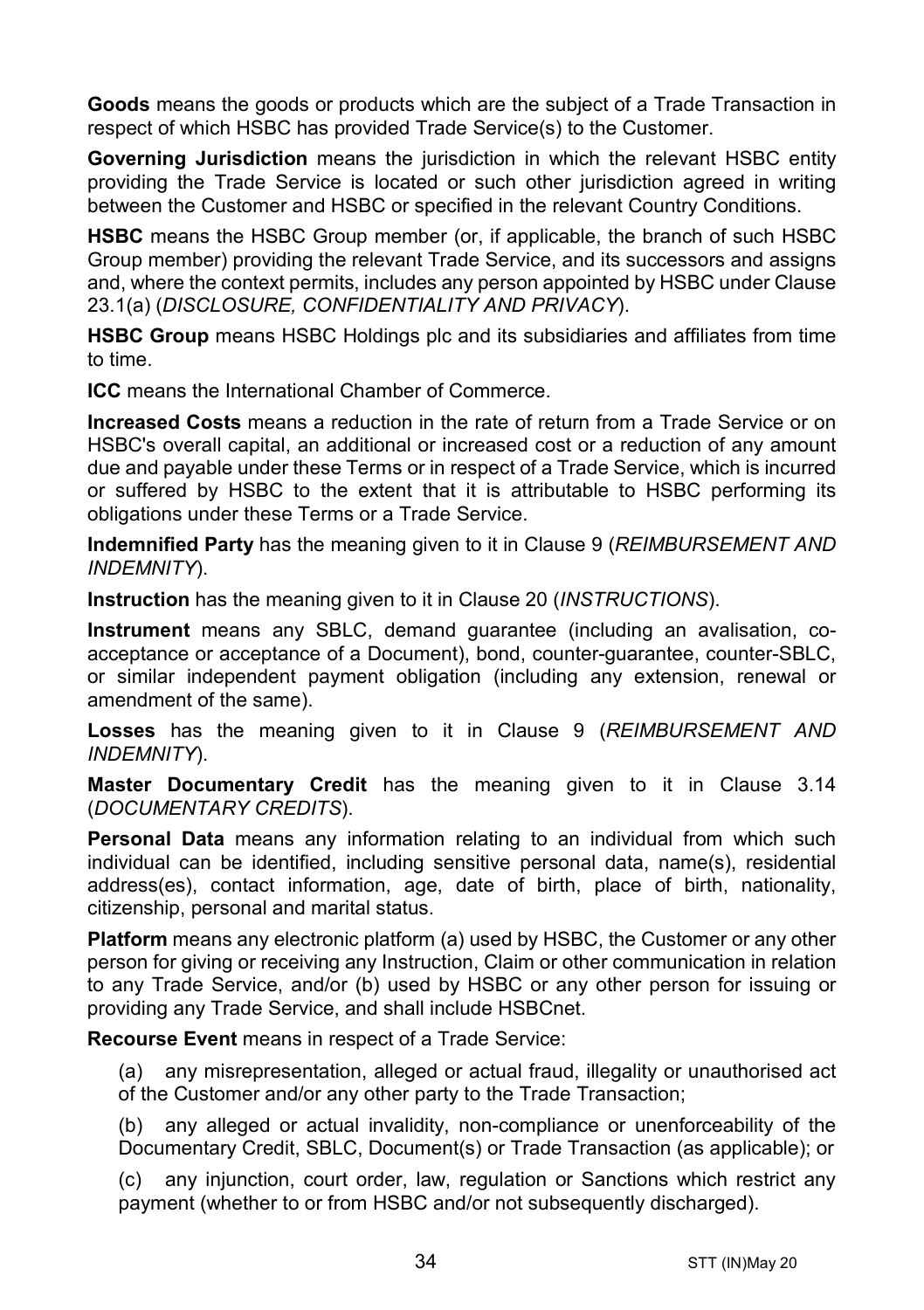**Goods** means the goods or products which are the subject of a Trade Transaction in respect of which HSBC has provided Trade Service(s) to the Customer.

**Governing Jurisdiction** means the jurisdiction in which the relevant HSBC entity providing the Trade Service is located or such other jurisdiction agreed in writing between the Customer and HSBC or specified in the relevant Country Conditions.

**HSBC** means the HSBC Group member (or, if applicable, the branch of such HSBC Group member) providing the relevant Trade Service, and its successors and assigns and, where the context permits, includes any person appointed by HSBC under Clause 23.1(a) (*DISCLOSURE, CONFIDENTIALITY AND PRIVACY*).

**HSBC Group** means HSBC Holdings plc and its subsidiaries and affiliates from time to time.

**ICC** means the International Chamber of Commerce.

**Increased Costs** means a reduction in the rate of return from a Trade Service or on HSBC's overall capital, an additional or increased cost or a reduction of any amount due and payable under these Terms or in respect of a Trade Service, which is incurred or suffered by HSBC to the extent that it is attributable to HSBC performing its obligations under these Terms or a Trade Service.

**Indemnified Party** has the meaning given to it in Clause 9 (*REIMBURSEMENT AND INDEMNITY*).

**Instruction** has the meaning given to it in Clause 20 (*INSTRUCTIONS*).

**Instrument** means any SBLC, demand guarantee (including an avalisation, co-acceptance or acceptance of a Document), bond, counter-guarantee, counter-SBLC, or similar independent payment obligation (including any extension, renewal or amendment of the same).

**Losses** has the meaning given to it in Clause 9 (*REIMBURSEMENT AND INDEMNITY*).

**Master Documentary Credit** has the meaning given to it in Clause 3.14 (*DOCUMENTARY CREDITS*).

**Personal Data** means any information relating to an individual from which such individual can be identified, including sensitive personal data, name(s), residential address(es), contact information, age, date of birth, place of birth, nationality, citizenship, personal and marital status.

**Platform** means any electronic platform (a) used by HSBC, the Customer or any other person for giving or receiving any Instruction, Claim or other communication in relation to any Trade Service, and/or (b) used by HSBC or any other person for issuing or providing any Trade Service, and shall include HSBCnet.

**Recourse Event** means in respect of a Trade Service:

(a) any misrepresentation, alleged or actual fraud, illegality or unauthorised act of the Customer and/or any other party to the Trade Transaction;

(b) any alleged or actual invalidity, non-compliance or unenforceability of the Documentary Credit, SBLC, Document(s) or Trade Transaction (as applicable); or

(c) any injunction, court order, law, regulation or Sanctions which restrict any payment (whether to or from HSBC and/or not subsequently discharged).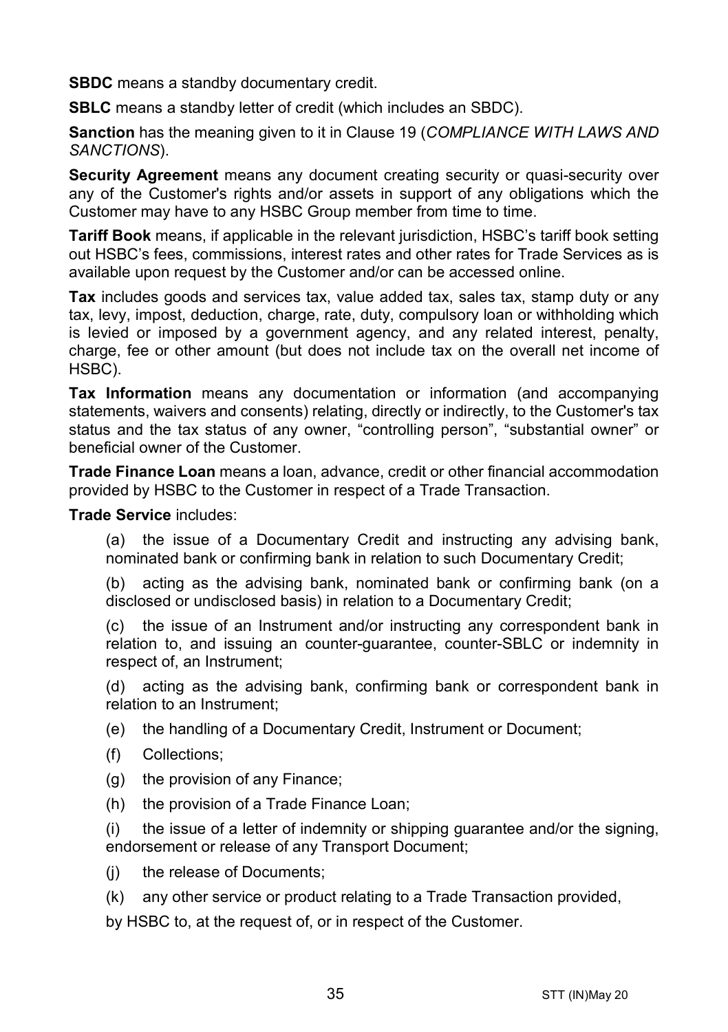**SBDC** means a standby documentary credit.

**SBLC** means a standby letter of credit (which includes an SBDC).

**Sanction** has the meaning given to it in Clause 19 (*COMPLIANCE WITH LAWS AND SANCTIONS*).

**Security Agreement** means any document creating security or quasi-security over any of the Customer's rights and/or assets in support of any obligations which the Customer may have to any HSBC Group member from time to time.

**Tariff Book** means, if applicable in the relevant jurisdiction, HSBC's tariff book setting out HSBC's fees, commissions, interest rates and other rates for Trade Services as is available upon request by the Customer and/or can be accessed online.

**Tax** includes goods and services tax, value added tax, sales tax, stamp duty or any tax, levy, impost, deduction, charge, rate, duty, compulsory loan or withholding which is levied or imposed by a government agency, and any related interest, penalty, charge, fee or other amount (but does not include tax on the overall net income of HSBC).

**Tax Information** means any documentation or information (and accompanying statements, waivers and consents) relating, directly or indirectly, to the Customer's tax status and the tax status of any owner, "controlling person", "substantial owner" or beneficial owner of the Customer.

**Trade Finance Loan** means a loan, advance, credit or other financial accommodation provided by HSBC to the Customer in respect of a Trade Transaction.

**Trade Service** includes:

(a) the issue of a Documentary Credit and instructing any advising bank, nominated bank or confirming bank in relation to such Documentary Credit;

(b) acting as the advising bank, nominated bank or confirming bank (on a disclosed or undisclosed basis) in relation to a Documentary Credit;

(c) the issue of an Instrument and/or instructing any correspondent bank in relation to, and issuing an counter-guarantee, counter-SBLC or indemnity in respect of, an Instrument;

(d) acting as the advising bank, confirming bank or correspondent bank in relation to an Instrument;

(e) the handling of a Documentary Credit, Instrument or Document;

(f) Collections;

(g) the provision of any Finance;

(h) the provision of a Trade Finance Loan;

(i) the issue of a letter of indemnity or shipping guarantee and/or the signing, endorsement or release of any Transport Document;

(j) the release of Documents;

(k) any other service or product relating to a Trade Transaction provided,

by HSBC to, at the request of, or in respect of the Customer.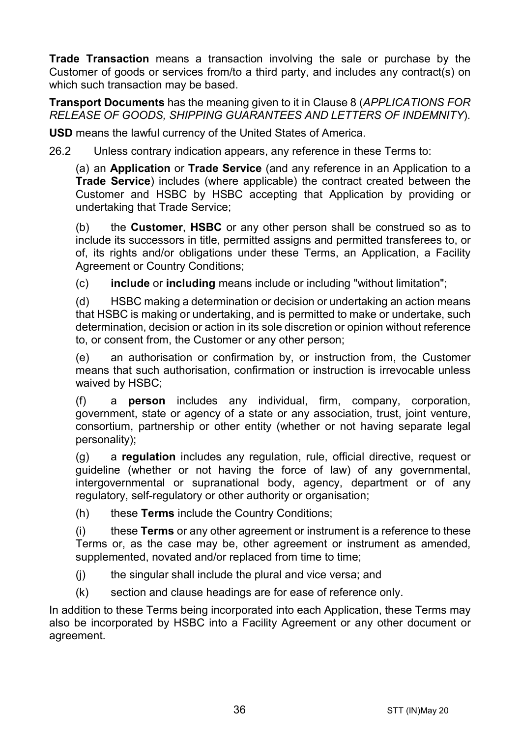**Trade Transaction** means a transaction involving the sale or purchase by the Customer of goods or services from/to a third party, and includes any contract(s) on which such transaction may be based.

**Transport Documents** has the meaning given to it in Clause 8 (*APPLICATIONS FOR RELEASE OF GOODS, SHIPPING GUARANTEES AND LETTERS OF INDEMNITY*).

**USD** means the lawful currency of the United States of America.

26.2 Unless contrary indication appears, any reference in these Terms to:

(a) an **Application** or **Trade Service** (and any reference in an Application to a **Trade Service**) includes (where applicable) the contract created between the Customer and HSBC by HSBC accepting that Application by providing or undertaking that Trade Service;

(b) the **Customer**, **HSBC** or any other person shall be construed so as to include its successors in title, permitted assigns and permitted transferees to, or of, its rights and/or obligations under these Terms, an Application, a Facility Agreement or Country Conditions;

(c) **include** or **including** means include or including "without limitation";

(d) HSBC making a determination or decision or undertaking an action means that HSBC is making or undertaking, and is permitted to make or undertake, such determination, decision or action in its sole discretion or opinion without reference to, or consent from, the Customer or any other person;

(e) an authorisation or confirmation by, or instruction from, the Customer means that such authorisation, confirmation or instruction is irrevocable unless waived by HSBC;

(f) a **person** includes any individual, firm, company, corporation, government, state or agency of a state or any association, trust, joint venture, consortium, partnership or other entity (whether or not having separate legal personality);

(g) a **regulation** includes any regulation, rule, official directive, request or guideline (whether or not having the force of law) of any governmental, intergovernmental or supranational body, agency, department or of any regulatory, self-regulatory or other authority or organisation;

(h) these **Terms** include the Country Conditions;

(i) these **Terms** or any other agreement or instrument is a reference to these Terms or, as the case may be, other agreement or instrument as amended, supplemented, novated and/or replaced from time to time;

(j) the singular shall include the plural and vice versa; and

(k) section and clause headings are for ease of reference only.

In addition to these Terms being incorporated into each Application, these Terms may also be incorporated by HSBC into a Facility Agreement or any other document or agreement.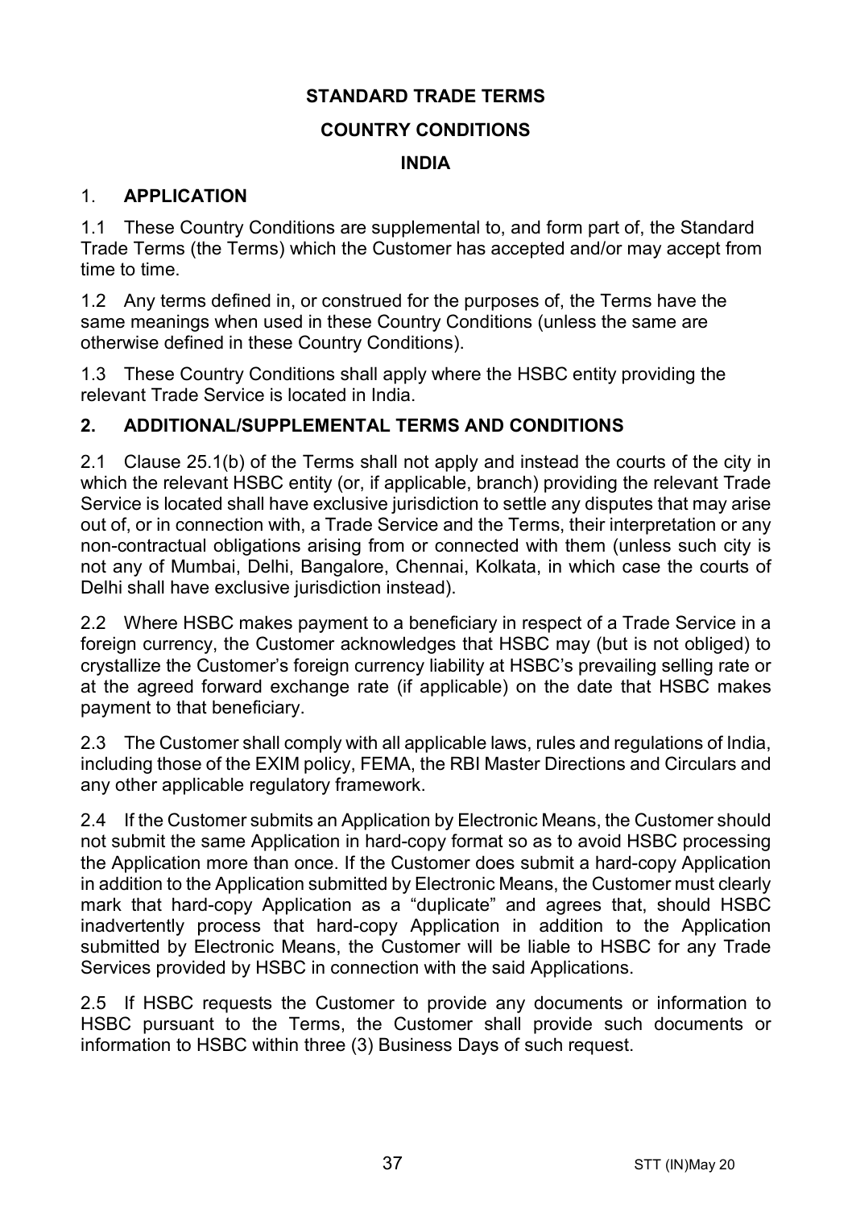# STANDARD TRADE TERMS

## COUNTRY CONDITIONS

## INDIA

### 1. APPLICATION

1.1 These Country Conditions are supplemental to, and form part of, the Standard Trade Terms (the Terms) which the Customer has accepted and/or may accept from time to time.

1.2 Any terms defined in, or construed for the purposes of, the Terms have the same meanings when used in these Country Conditions (unless the same are otherwise defined in these Country Conditions).

1.3 These Country Conditions shall apply where the HSBC entity providing the relevant Trade Service is located in India.

### 2. ADDITIONAL/SUPPLEMENTAL TERMS AND CONDITIONS

2.1 Clause 25.1(b) of the Terms shall not apply and instead the courts of the city in which the relevant HSBC entity (or, if applicable, branch) providing the relevant Trade Service is located shall have exclusive jurisdiction to settle any disputes that may arise out of, or in connection with, a Trade Service and the Terms, their interpretation or any non-contractual obligations arising from or connected with them (unless such city is not any of Mumbai, Delhi, Bangalore, Chennai, Kolkata, in which case the courts of Delhi shall have exclusive jurisdiction instead).

2.2 Where HSBC makes payment to a beneficiary in respect of a Trade Service in a foreign currency, the Customer acknowledges that HSBC may (but is not obliged) to crystallize the Customer's foreign currency liability at HSBC's prevailing selling rate or at the agreed forward exchange rate (if applicable) on the date that HSBC makes payment to that beneficiary.

2.3 The Customer shall comply with all applicable laws, rules and regulations of India, including those of the EXIM policy, FEMA, the RBI Master Directions and Circulars and any other applicable regulatory framework.

2.4 If the Customer submits an Application by Electronic Means, the Customer should not submit the same Application in hard-copy format so as to avoid HSBC processing the Application more than once. If the Customer does submit a hard-copy Application in addition to the Application submitted by Electronic Means, the Customer must clearly mark that hard-copy Application as a "duplicate" and agrees that, should HSBC inadvertently process that hard-copy Application in addition to the Application submitted by Electronic Means, the Customer will be liable to HSBC for any Trade Services provided by HSBC in connection with the said Applications.

2.5 If HSBC requests the Customer to provide any documents or information to HSBC pursuant to the Terms, the Customer shall provide such documents or information to HSBC within three (3) Business Days of such request.